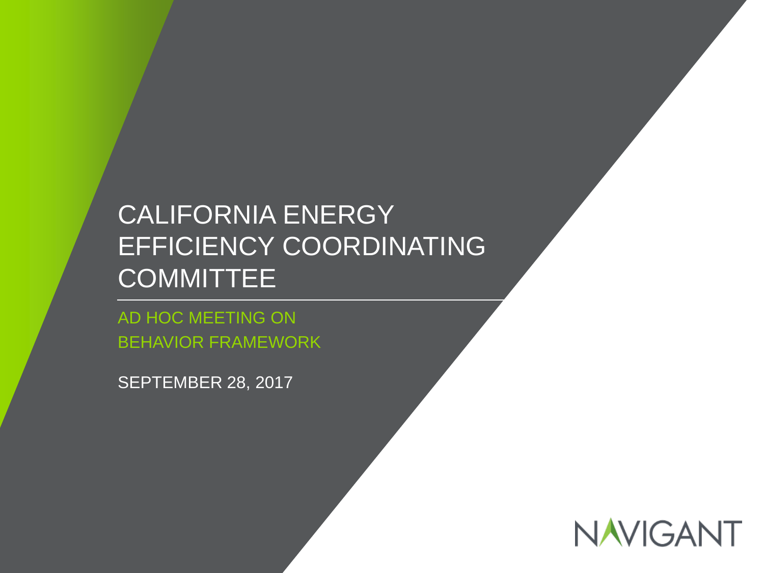# CALIFORNIA ENERGY EFFICIENCY COORDINATING COMMITTEE

## AD HOC MEETING ON BEHAVIOR FRAMEWORK

SEPTEMBER 28, 2017

NAVIGANT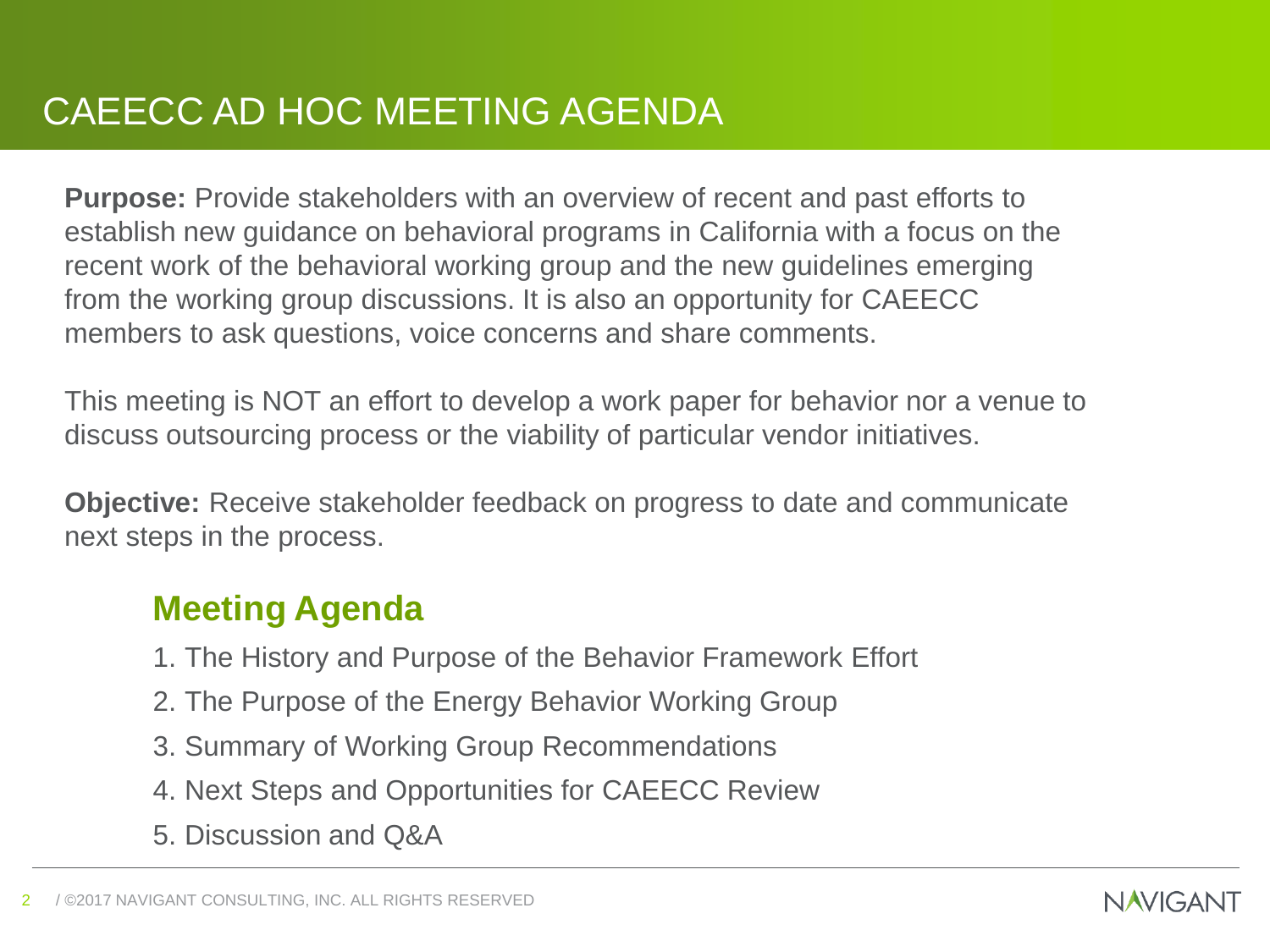# CAEECC AD HOC MEETING AGENDA

**Purpose:** Provide stakeholders with an overview of recent and past efforts to establish new guidance on behavioral programs in California with a focus on the recent work of the behavioral working group and the new guidelines emerging from the working group discussions. It is also an opportunity for CAEECC members to ask questions, voice concerns and share comments.

This meeting is NOT an effort to develop a work paper for behavior nor a venue to discuss outsourcing process or the viability of particular vendor initiatives.

**Objective:** Receive stakeholder feedback on progress to date and communicate next steps in the process.

## Meeting Agenda

1. The History and Purpose of the Behavior Framework Effort
2. The Purpose of the Energy Behavior Working Group
3. Summary of Working Group Recommendations
4. Next Steps and Opportunities for CAEECC Review
5. Discussion and Q&A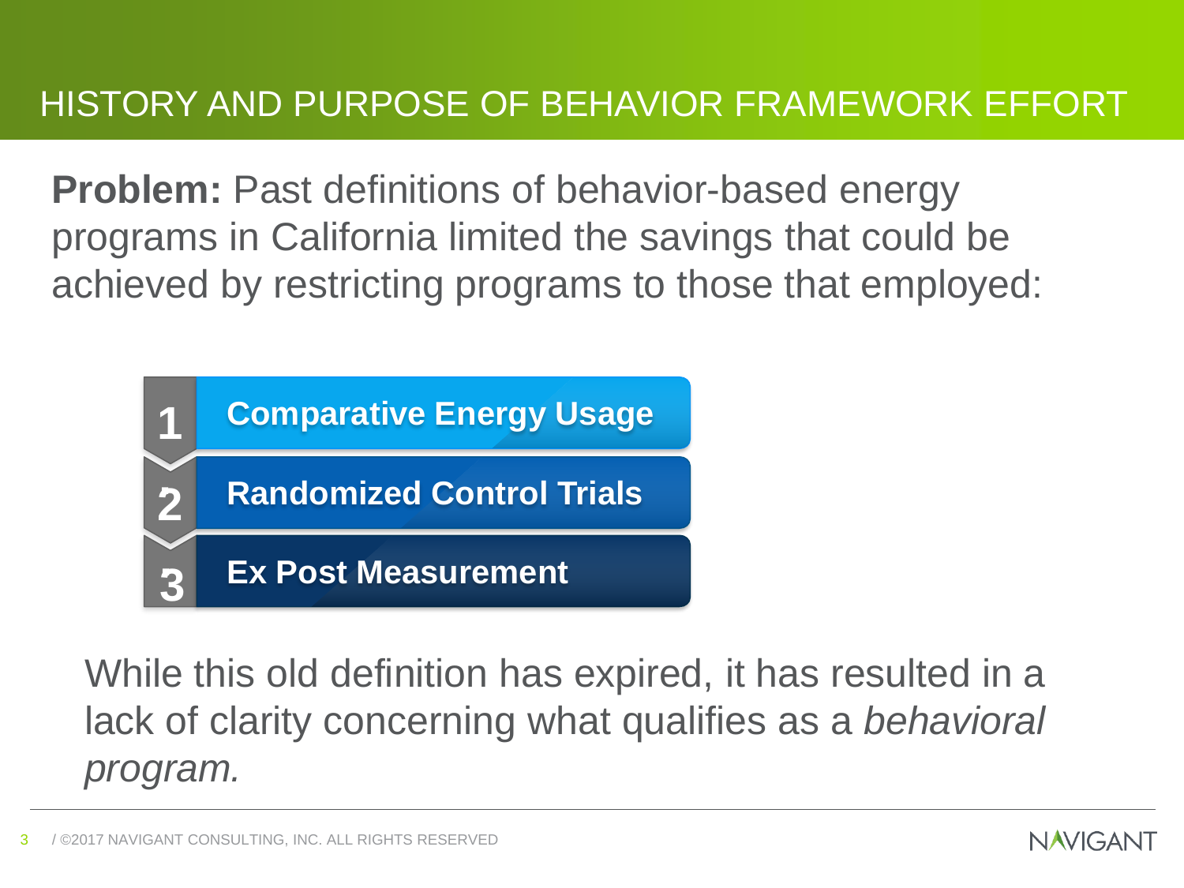# HISTORY AND PURPOSE OF BEHAVIOR FRAMEWORK EFFORT

**Problem:** Past definitions of behavior-based energy programs in California limited the savings that could be achieved by restricting programs to those that employed:

1. **Comparative Energy Usage**
2. **Randomized Control Trials**
3. **Ex Post Measurement**

While this old definition has expired, it has resulted in a lack of clarity concerning what qualifies as a *behavioral program.*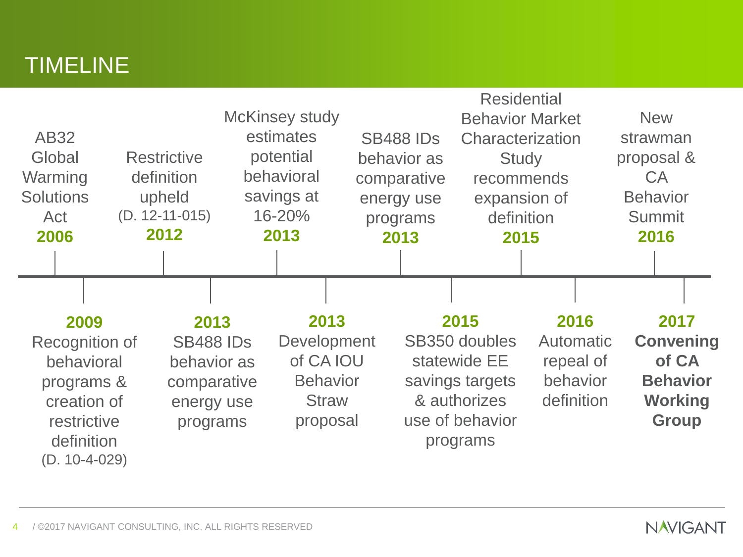# TIMELINE

- **2006** – AB32 Global Warming Solutions Act
- **2009** – Recognition of behavioral programs & creation of restrictive definition (D. 10-4-029)
- **2012** – Restrictive definition upheld (D. 12-11-015)
- **2013** – SB488 IDs behavior as comparative energy use programs
- **2013** – McKinsey study estimates potential behavioral savings at 16-20%
- **2013** – Development of CA IOU Behavior Straw proposal
- **2013** – SB488 IDs behavior as comparative energy use programs
- **2015** – SB350 doubles statewide EE savings targets & authorizes use of behavior programs
- **2015** – Residential Behavior Market Characterization Study recommends expansion of definition
- **2016** – Automatic repeal of behavior definition
- **2016** – New strawman proposal & CA Behavior Summit
- **2017** – **Convening of CA Behavior Working Group**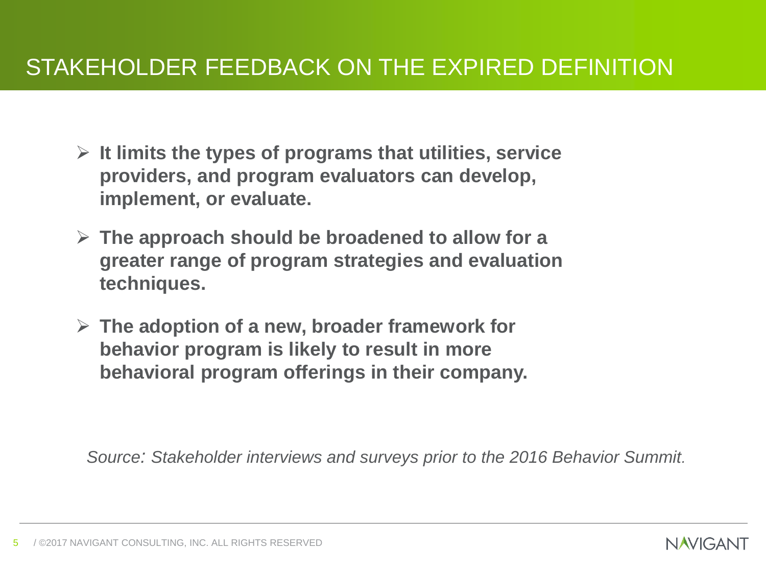# STAKEHOLDER FEEDBACK ON THE EXPIRED DEFINITION

- **It limits the types of programs that utilities, service providers, and program evaluators can develop, implement, or evaluate.**
- **The approach should be broadened to allow for a greater range of program strategies and evaluation techniques.**
- **The adoption of a new, broader framework for behavior program is likely to result in more behavioral program offerings in their company.**

*Source: Stakeholder interviews and surveys prior to the 2016 Behavior Summit.*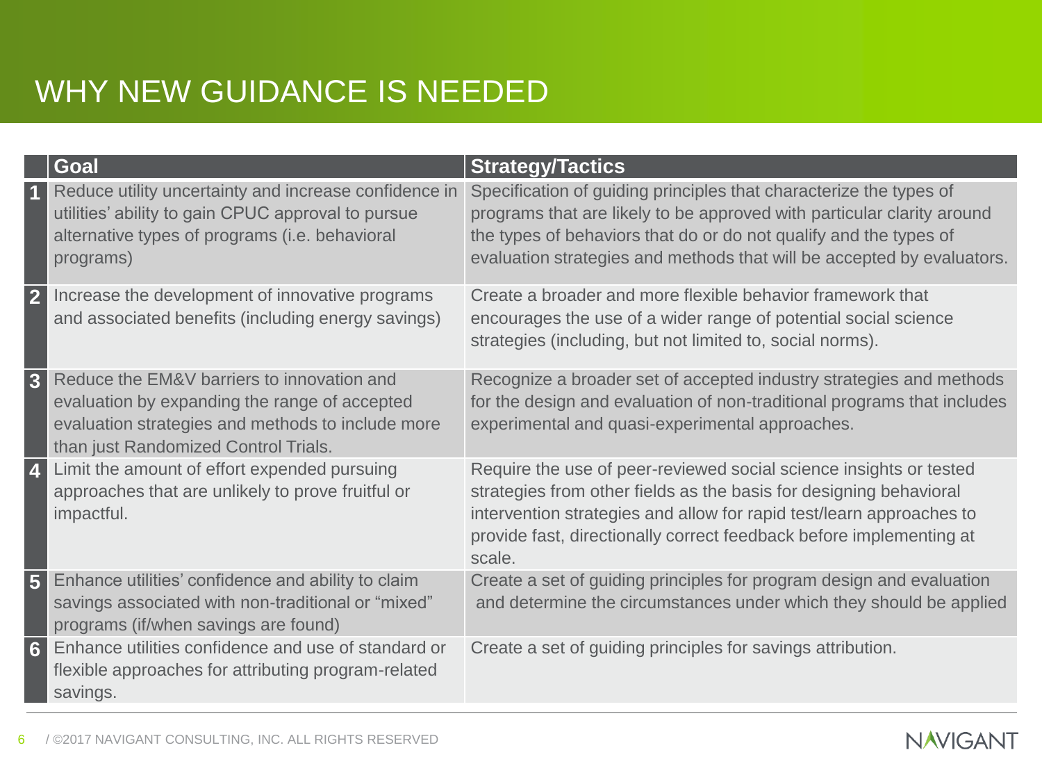# WHY NEW GUIDANCE IS NEEDED

| | Goal | Strategy/Tactics |
|---|---|---|
| 1 | Reduce utility uncertainty and increase confidence in utilities' ability to gain CPUC approval to pursue alternative types of programs (i.e. behavioral programs) | Specification of guiding principles that characterize the types of programs that are likely to be approved with particular clarity around the types of behaviors that do or do not qualify and the types of evaluation strategies and methods that will be accepted by evaluators. |
| 2 | Increase the development of innovative programs and associated benefits (including energy savings) | Create a broader and more flexible behavior framework that encourages the use of a wider range of potential social science strategies (including, but not limited to, social norms). |
| 3 | Reduce the EM&V barriers to innovation and evaluation by expanding the range of accepted evaluation strategies and methods to include more than just Randomized Control Trials. | Recognize a broader set of accepted industry strategies and methods for the design and evaluation of non-traditional programs that includes experimental and quasi-experimental approaches. |
| 4 | Limit the amount of effort expended pursuing approaches that are unlikely to prove fruitful or impactful. | Require the use of peer-reviewed social science insights or tested strategies from other fields as the basis for designing behavioral intervention strategies and allow for rapid test/learn approaches to provide fast, directionally correct feedback before implementing at scale. |
| 5 | Enhance utilities' confidence and ability to claim savings associated with non-traditional or "mixed" programs (if/when savings are found) | Create a set of guiding principles for program design and evaluation and determine the circumstances under which they should be applied |
| 6 | Enhance utilities confidence and use of standard or flexible approaches for attributing program-related savings. | Create a set of guiding principles for savings attribution. |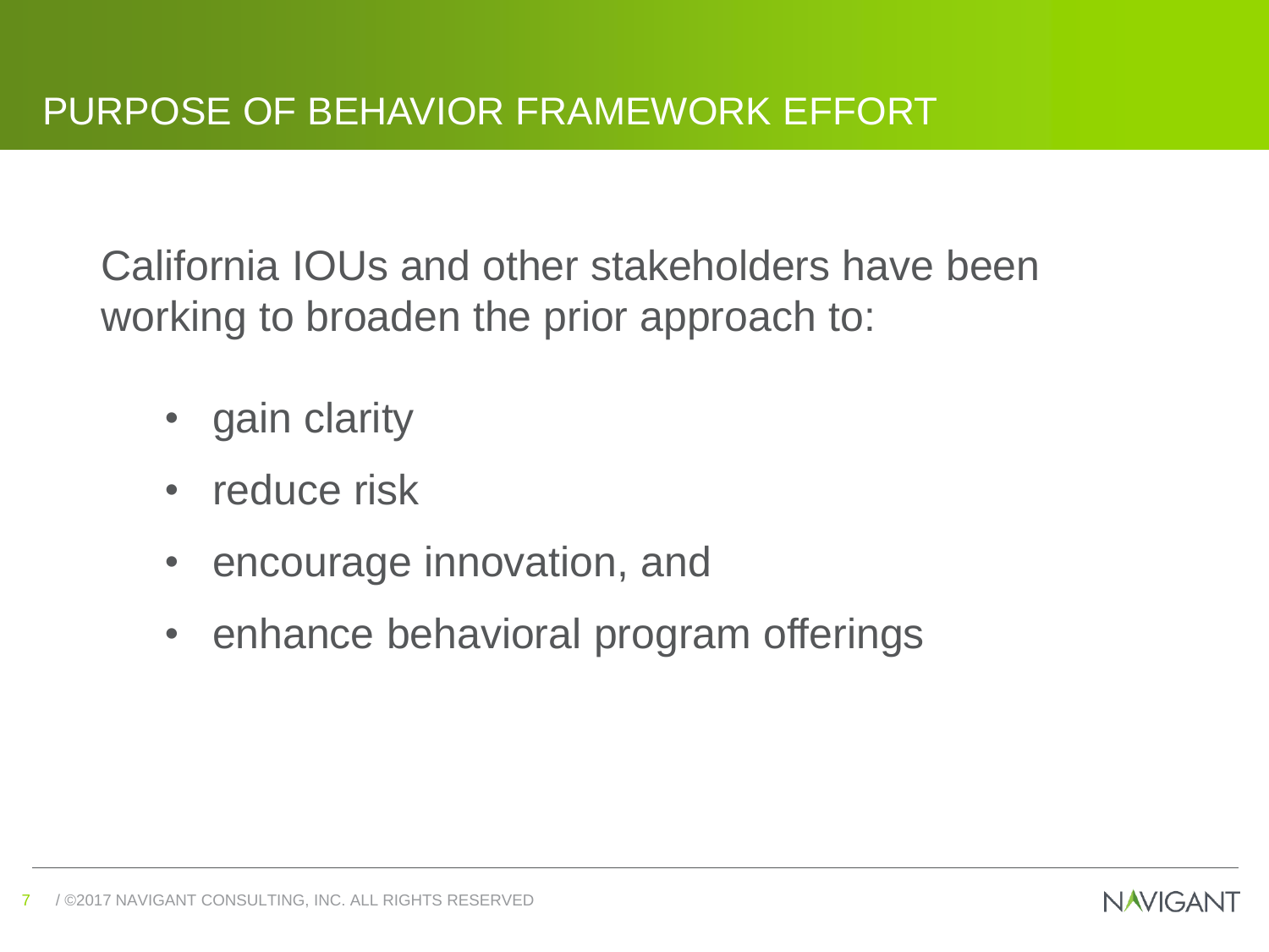# PURPOSE OF BEHAVIOR FRAMEWORK EFFORT

California IOUs and other stakeholders have been working to broaden the prior approach to:

- gain clarity
- reduce risk
- encourage innovation, and
- enhance behavioral program offerings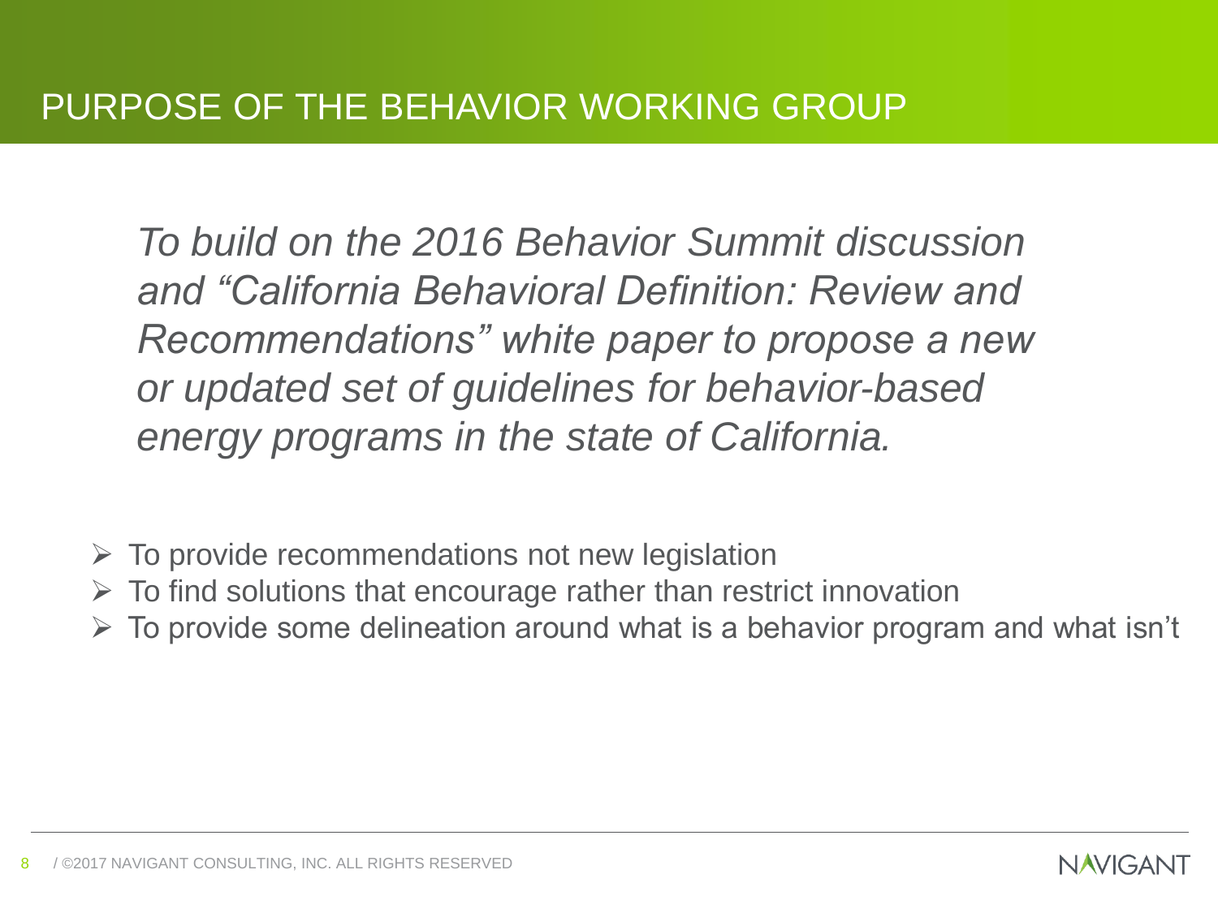# PURPOSE OF THE BEHAVIOR WORKING GROUP

*To build on the 2016 Behavior Summit discussion and "California Behavioral Definition: Review and Recommendations" white paper to propose a new or updated set of guidelines for behavior-based energy programs in the state of California.*

- To provide recommendations not new legislation
- To find solutions that encourage rather than restrict innovation
- To provide some delineation around what is a behavior program and what isn't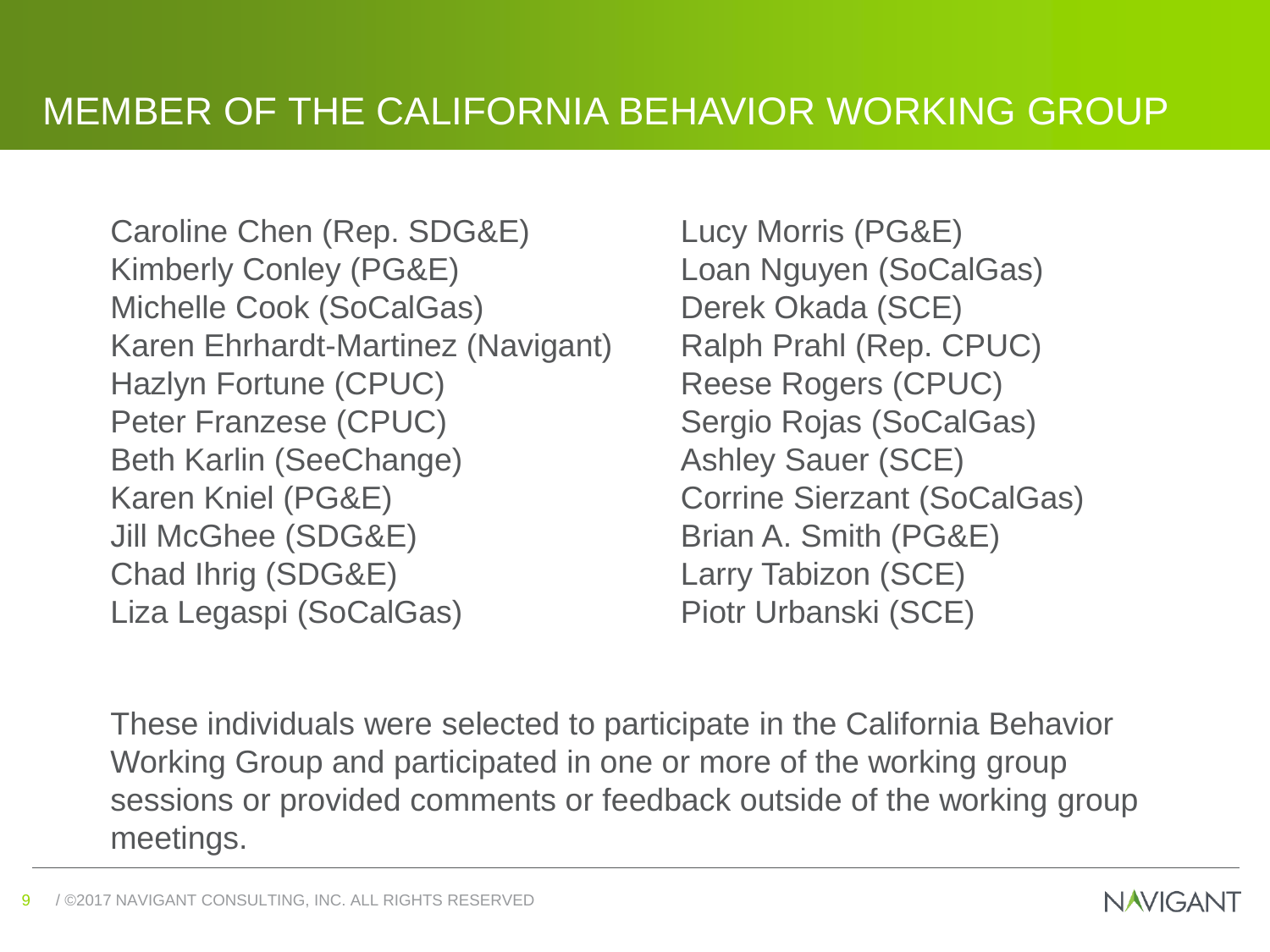# MEMBER OF THE CALIFORNIA BEHAVIOR WORKING GROUP

Caroline Chen (Rep. SDG&E)
Kimberly Conley (PG&E)
Michelle Cook (SoCalGas)
Karen Ehrhardt-Martinez (Navigant)
Hazlyn Fortune (CPUC)
Peter Franzese (CPUC)
Beth Karlin (SeeChange)
Karen Kniel (PG&E)
Jill McGhee (SDG&E)
Chad Ihrig (SDG&E)
Liza Legaspi (SoCalGas)
Lucy Morris (PG&E)
Loan Nguyen (SoCalGas)
Derek Okada (SCE)
Ralph Prahl (Rep. CPUC)
Reese Rogers (CPUC)
Sergio Rojas (SoCalGas)
Ashley Sauer (SCE)
Corrine Sierzant (SoCalGas)
Brian A. Smith (PG&E)
Larry Tabizon (SCE)
Piotr Urbanski (SCE)

These individuals were selected to participate in the California Behavior Working Group and participated in one or more of the working group sessions or provided comments or feedback outside of the working group meetings.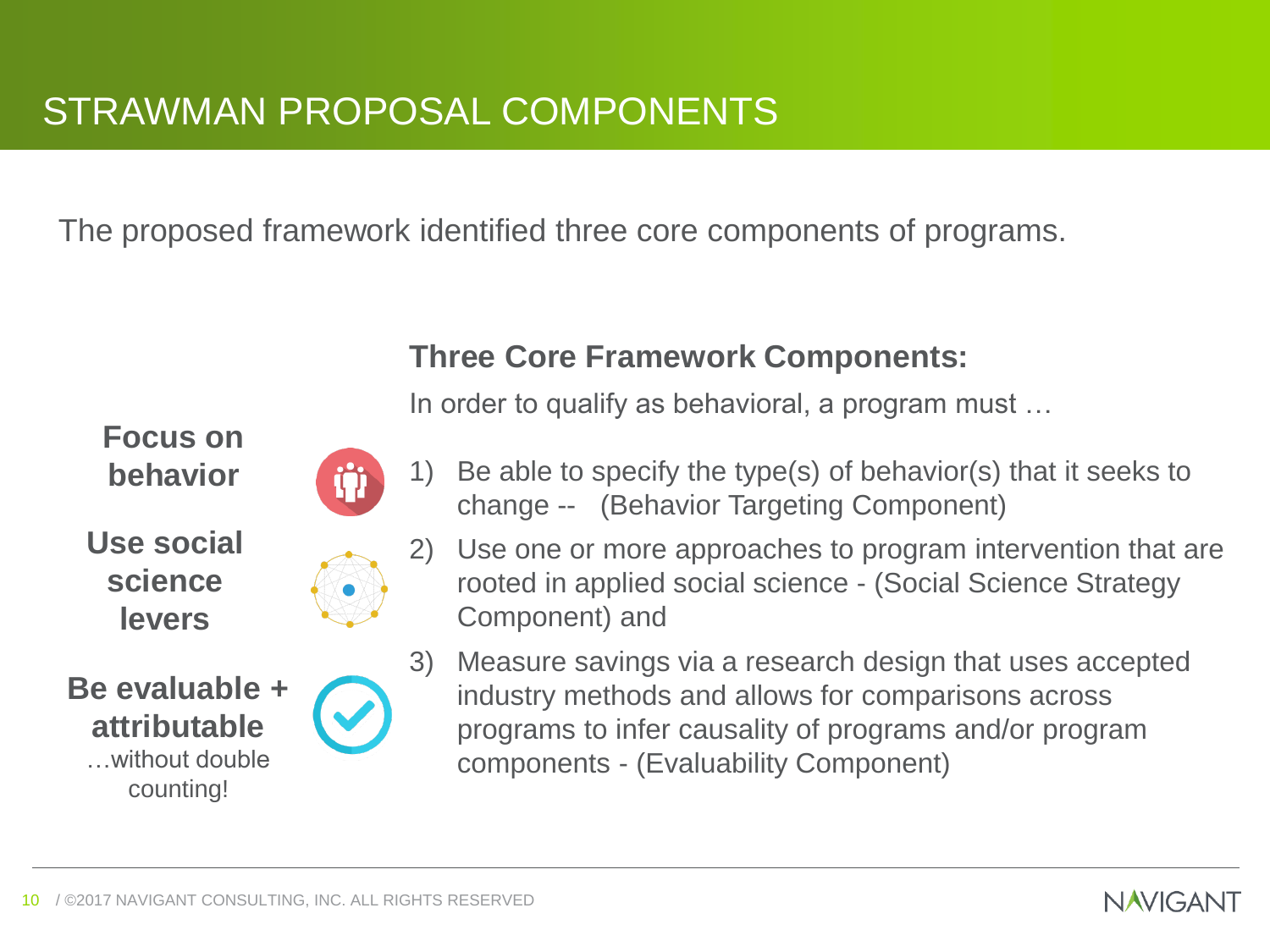# STRAWMAN PROPOSAL COMPONENTS

The proposed framework identified three core components of programs.

**Focus on behavior**

**Use social science levers**

**Be evaluable + attributable**
…without double counting!

## Three Core Framework Components:

In order to qualify as behavioral, a program must …

1) Be able to specify the type(s) of behavior(s) that it seeks to change -- (Behavior Targeting Component)
2) Use one or more approaches to program intervention that are rooted in applied social science - (Social Science Strategy Component) and
3) Measure savings via a research design that uses accepted industry methods and allows for comparisons across programs to infer causality of programs and/or program components - (Evaluability Component)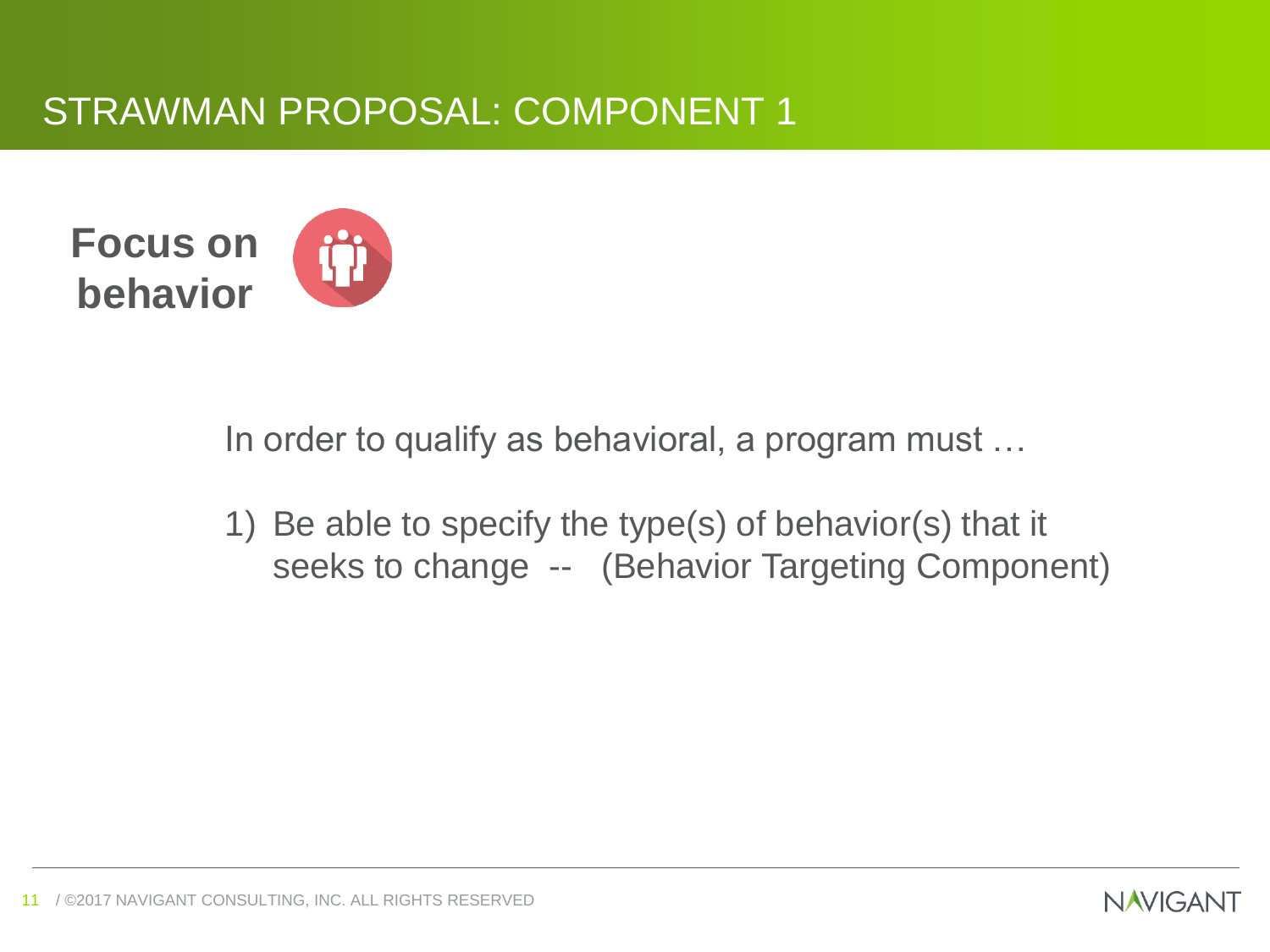# STRAWMAN PROPOSAL: COMPONENT 1

**Focus on behavior**

In order to qualify as behavioral, a program must …

1) Be able to specify the type(s) of behavior(s) that it seeks to change -- (Behavior Targeting Component)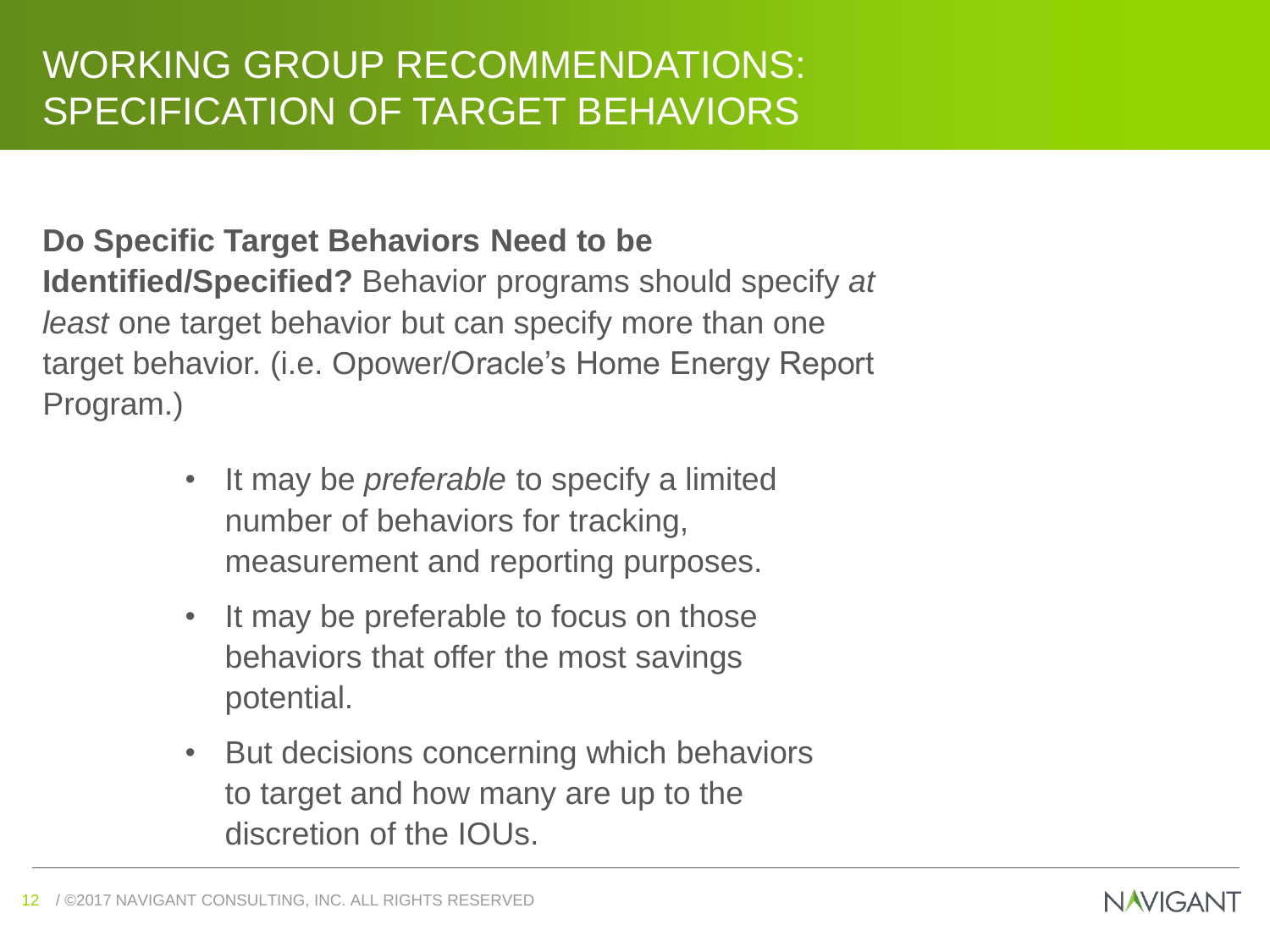# WORKING GROUP RECOMMENDATIONS: SPECIFICATION OF TARGET BEHAVIORS

**Do Specific Target Behaviors Need to be Identified/Specified?** Behavior programs should specify *at least* one target behavior but can specify more than one target behavior. (i.e. Opower/Oracle's Home Energy Report Program.)

- It may be *preferable* to specify a limited number of behaviors for tracking, measurement and reporting purposes.
- It may be preferable to focus on those behaviors that offer the most savings potential.
- But decisions concerning which behaviors to target and how many are up to the discretion of the IOUs.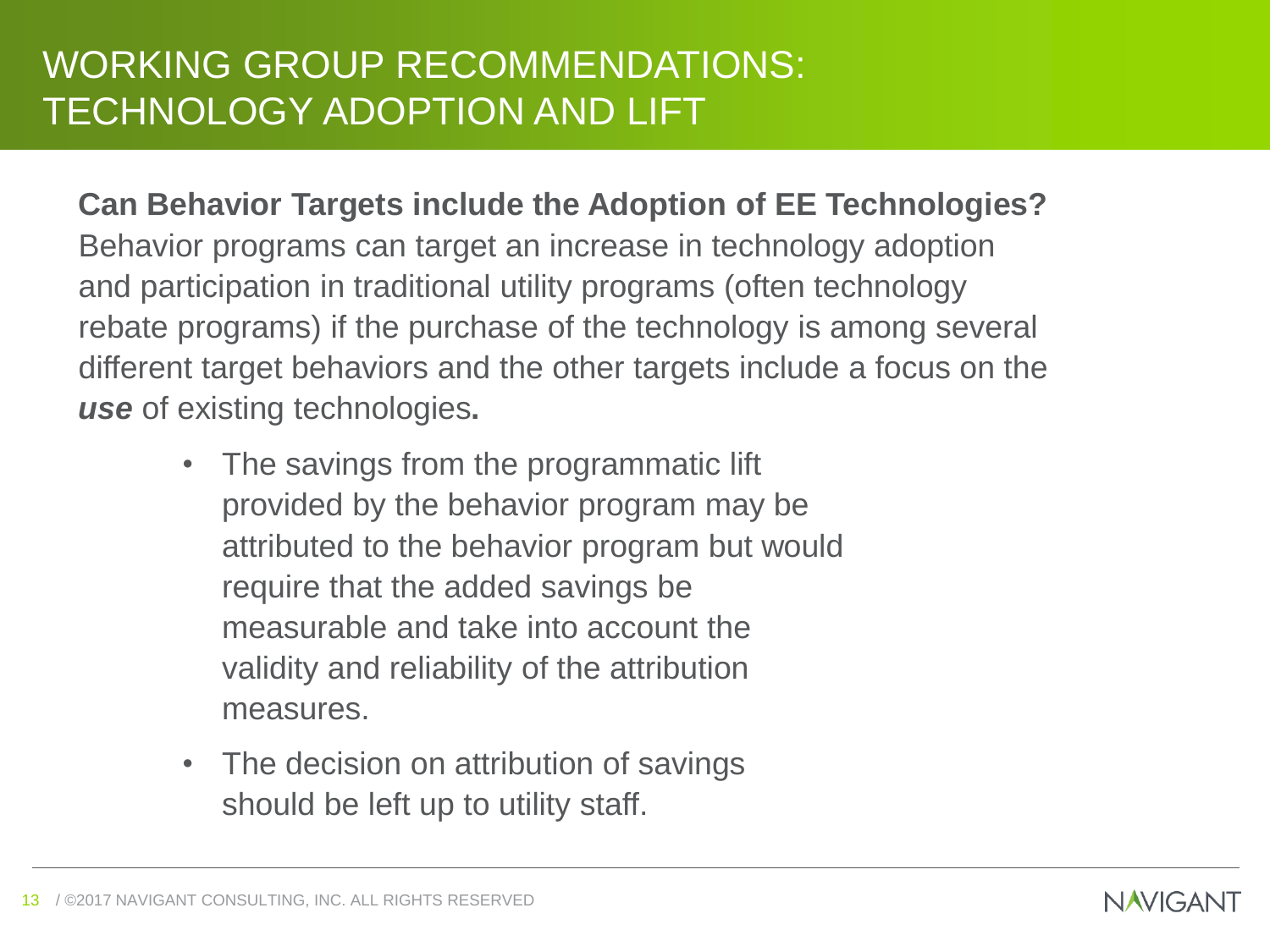# WORKING GROUP RECOMMENDATIONS: TECHNOLOGY ADOPTION AND LIFT

**Can Behavior Targets include the Adoption of EE Technologies?** Behavior programs can target an increase in technology adoption and participation in traditional utility programs (often technology rebate programs) if the purchase of the technology is among several different target behaviors and the other targets include a focus on the ***use*** of existing technologies**.**

- The savings from the programmatic lift provided by the behavior program may be attributed to the behavior program but would require that the added savings be measurable and take into account the validity and reliability of the attribution measures.
- The decision on attribution of savings should be left up to utility staff.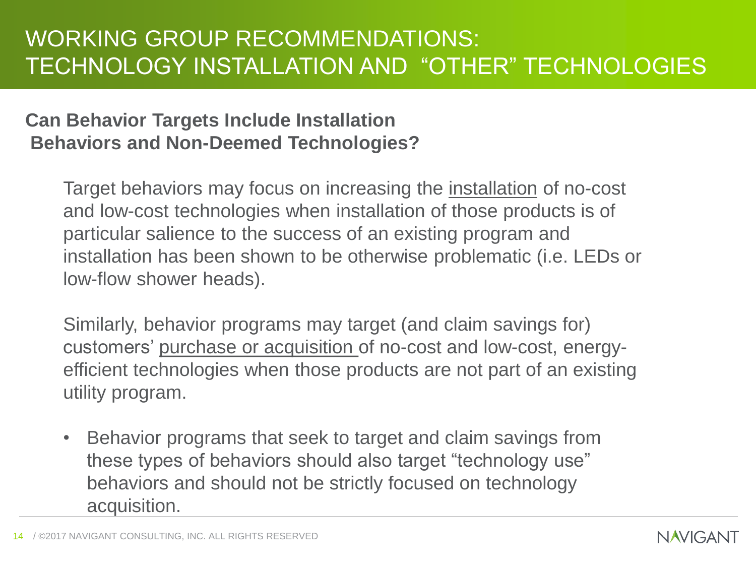# WORKING GROUP RECOMMENDATIONS: TECHNOLOGY INSTALLATION AND "OTHER" TECHNOLOGIES

**Can Behavior Targets Include Installation Behaviors and Non-Deemed Technologies?**

Target behaviors may focus on increasing the <u>installation</u> of no-cost and low-cost technologies when installation of those products is of particular salience to the success of an existing program and installation has been shown to be otherwise problematic (i.e. LEDs or low-flow shower heads).

Similarly, behavior programs may target (and claim savings for) customers' <u>purchase or acquisition</u> of no-cost and low-cost, energy-efficient technologies when those products are not part of an existing utility program.

- Behavior programs that seek to target and claim savings from these types of behaviors should also target "technology use" behaviors and should not be strictly focused on technology acquisition.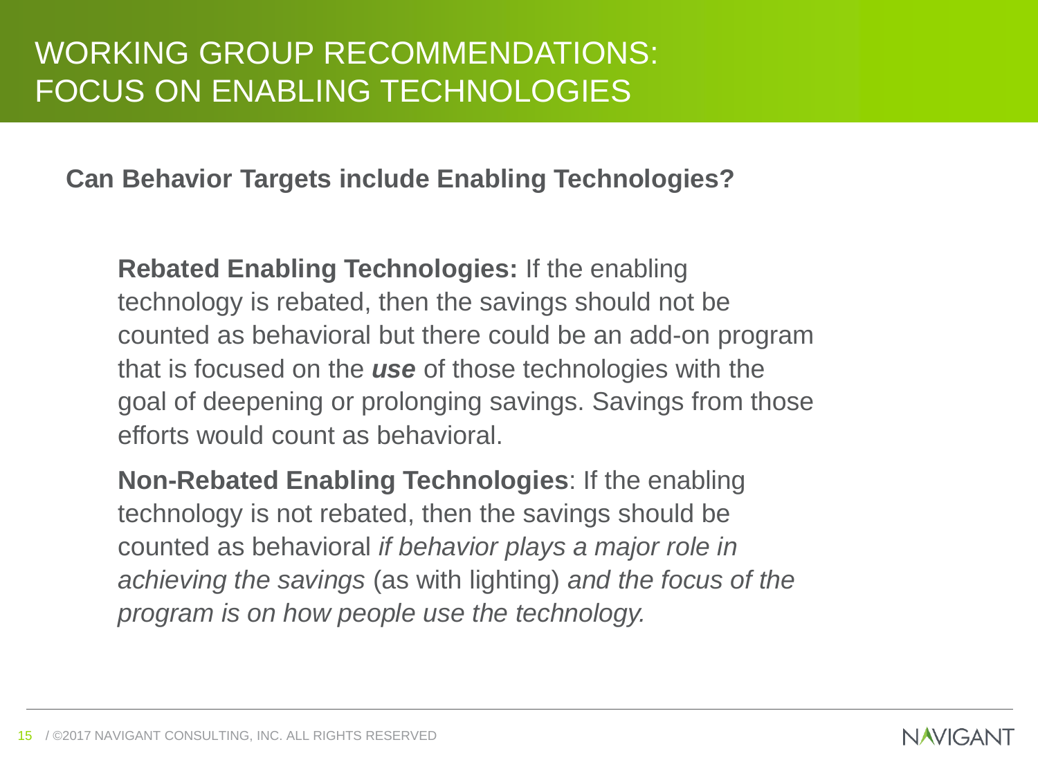# WORKING GROUP RECOMMENDATIONS: FOCUS ON ENABLING TECHNOLOGIES

**Can Behavior Targets include Enabling Technologies?**

**Rebated Enabling Technologies:** If the enabling technology is rebated, then the savings should not be counted as behavioral but there could be an add-on program that is focused on the ***use*** of those technologies with the goal of deepening or prolonging savings. Savings from those efforts would count as behavioral.

**Non-Rebated Enabling Technologies**: If the enabling technology is not rebated, then the savings should be counted as behavioral *if behavior plays a major role in achieving the savings* (as with lighting) *and the focus of the program is on how people use the technology.*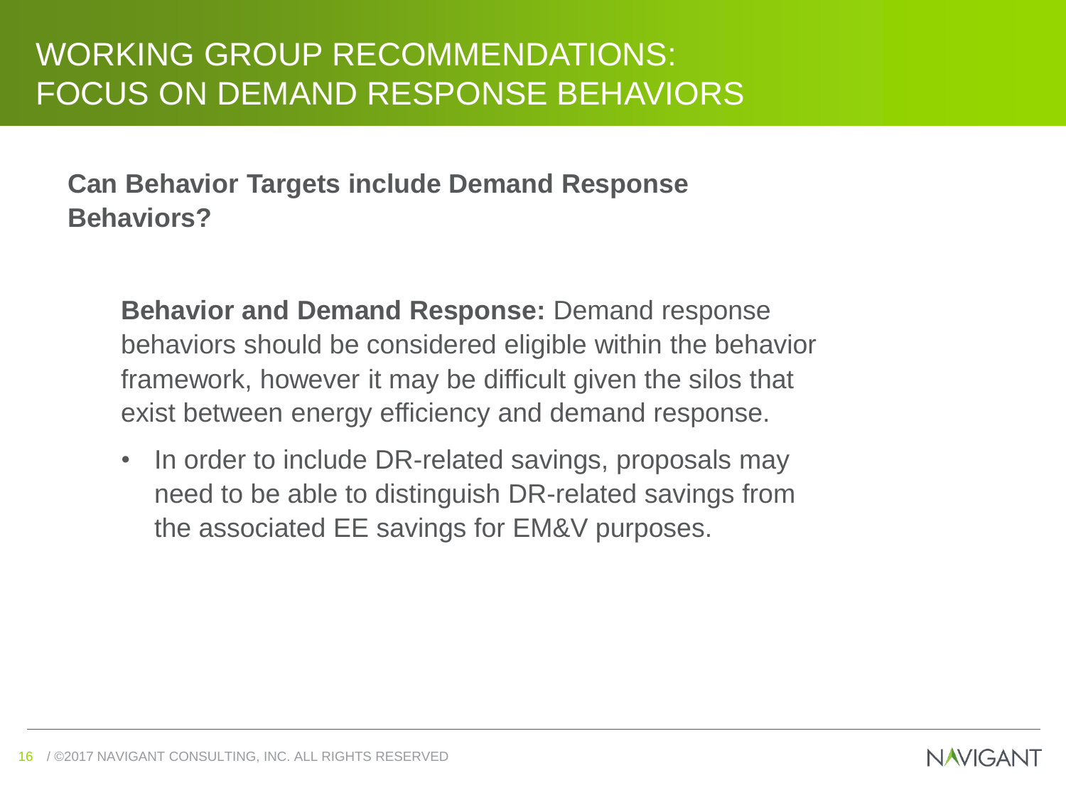# WORKING GROUP RECOMMENDATIONS: FOCUS ON DEMAND RESPONSE BEHAVIORS

**Can Behavior Targets include Demand Response Behaviors?**

**Behavior and Demand Response:** Demand response behaviors should be considered eligible within the behavior framework, however it may be difficult given the silos that exist between energy efficiency and demand response.

- In order to include DR-related savings, proposals may need to be able to distinguish DR-related savings from the associated EE savings for EM&V purposes.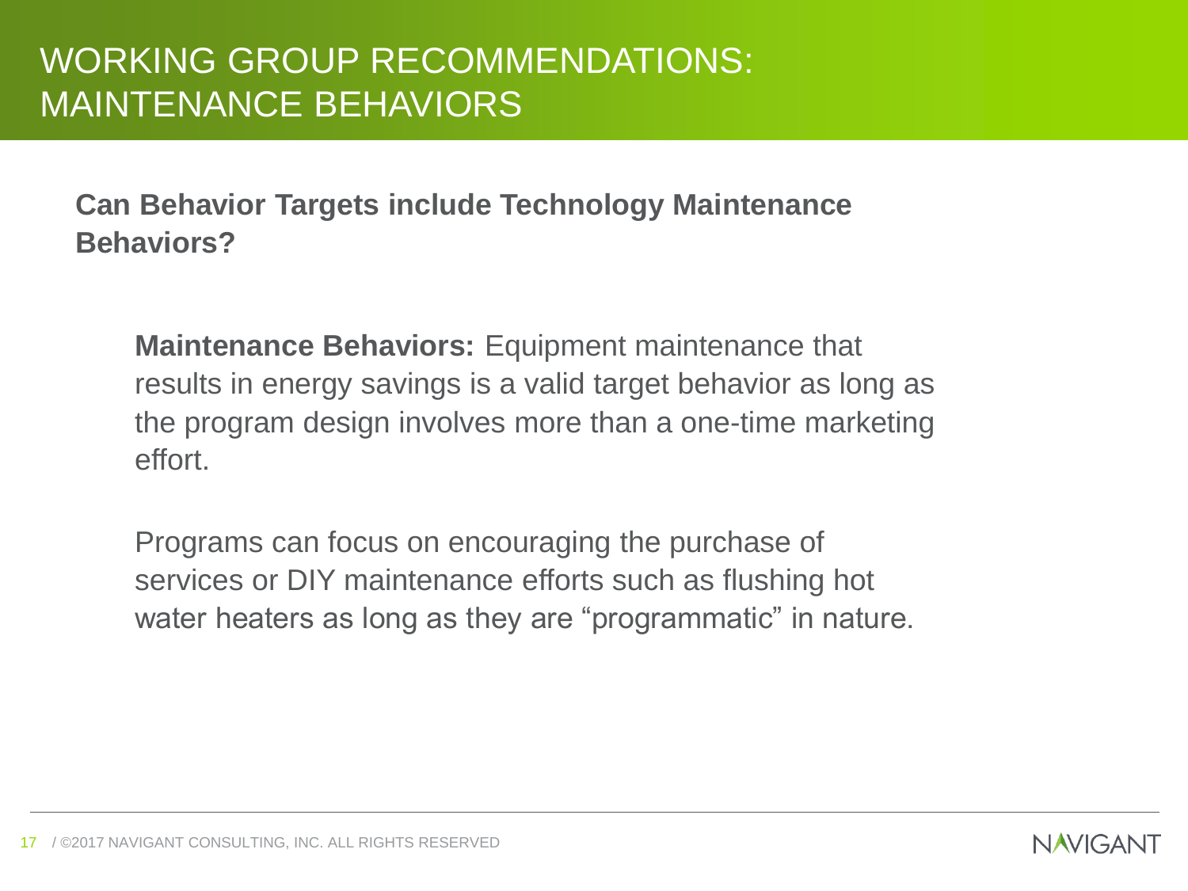# WORKING GROUP RECOMMENDATIONS: MAINTENANCE BEHAVIORS

**Can Behavior Targets include Technology Maintenance Behaviors?**

**Maintenance Behaviors:** Equipment maintenance that results in energy savings is a valid target behavior as long as the program design involves more than a one-time marketing effort.

Programs can focus on encouraging the purchase of services or DIY maintenance efforts such as flushing hot water heaters as long as they are "programmatic" in nature.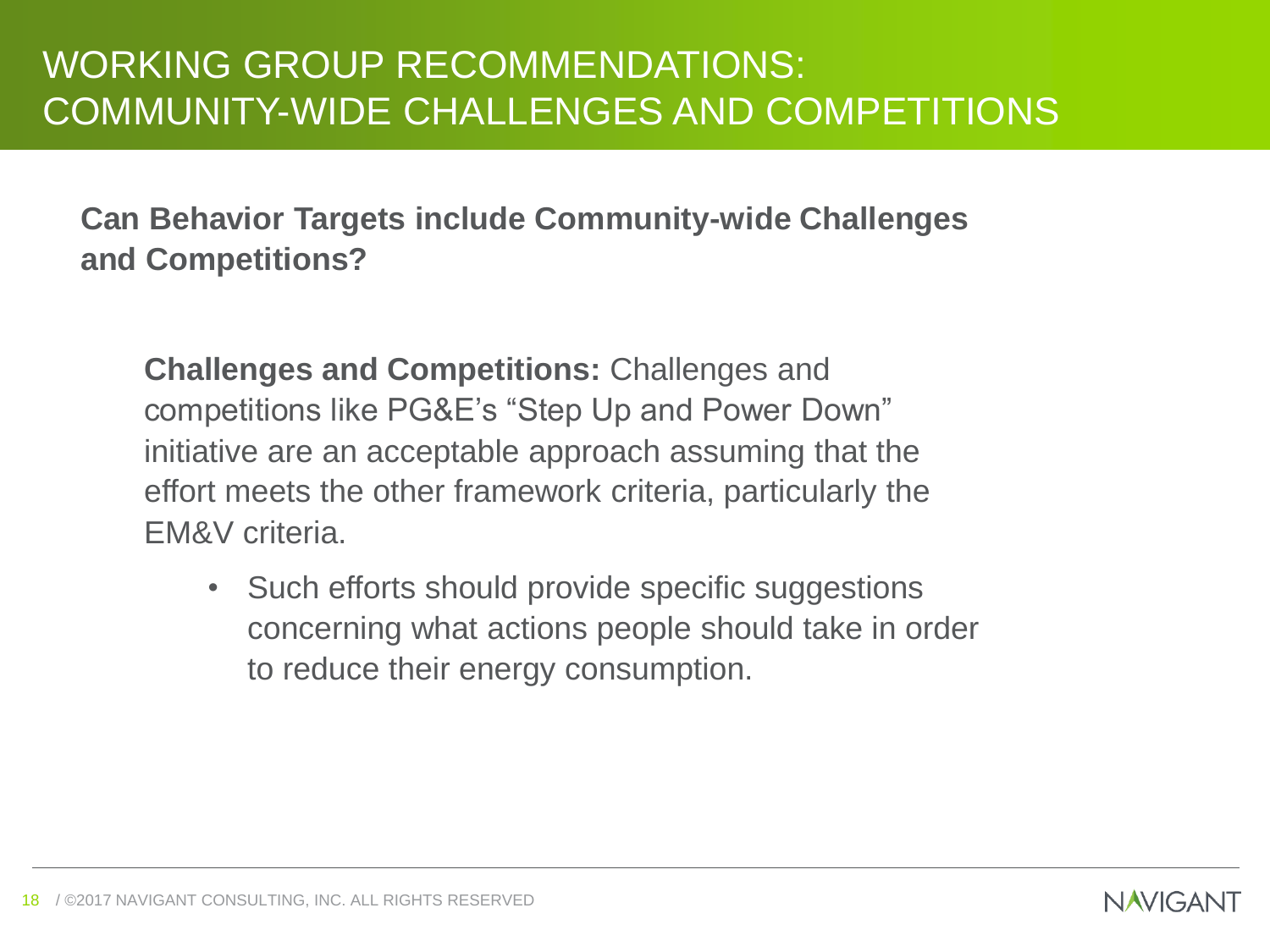# WORKING GROUP RECOMMENDATIONS: COMMUNITY-WIDE CHALLENGES AND COMPETITIONS

**Can Behavior Targets include Community-wide Challenges and Competitions?**

**Challenges and Competitions:** Challenges and competitions like PG&E's "Step Up and Power Down" initiative are an acceptable approach assuming that the effort meets the other framework criteria, particularly the EM&V criteria.

- Such efforts should provide specific suggestions concerning what actions people should take in order to reduce their energy consumption.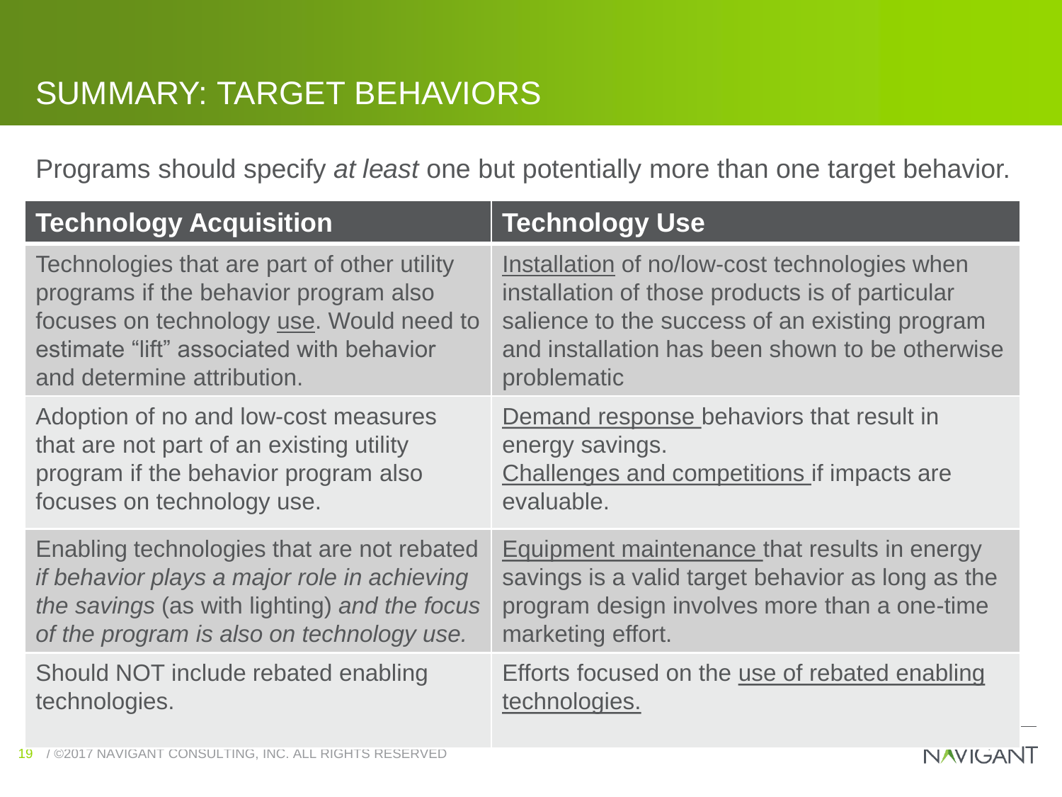# SUMMARY: TARGET BEHAVIORS

Programs should specify *at least* one but potentially more than one target behavior.

| Technology Acquisition | Technology Use |
|---|---|
| Technologies that are part of other utility programs if the behavior program also focuses on technology use. Would need to estimate "lift" associated with behavior and determine attribution. | Installation of no/low-cost technologies when installation of those products is of particular salience to the success of an existing program and installation has been shown to be otherwise problematic |
| Adoption of no and low-cost measures that are not part of an existing utility program if the behavior program also focuses on technology use. | Demand response behaviors that result in energy savings. Challenges and competitions if impacts are evaluable. |
| Enabling technologies that are not rebated *if behavior plays a major role in achieving the savings* (as with lighting) *and the focus of the program is also on technology use.* | Equipment maintenance that results in energy savings is a valid target behavior as long as the program design involves more than a one-time marketing effort. |
| Should NOT include rebated enabling technologies. | Efforts focused on the use of rebated enabling technologies. |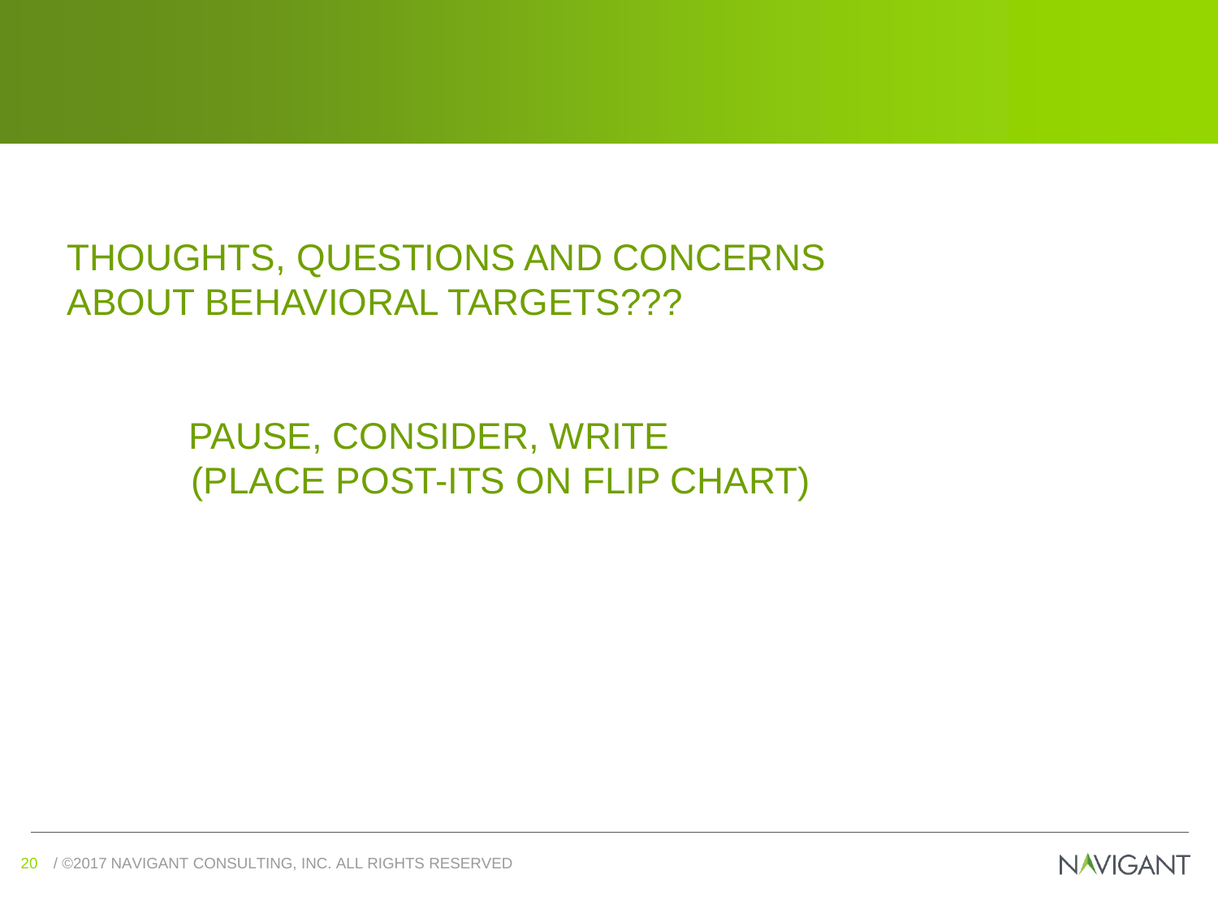# THOUGHTS, QUESTIONS AND CONCERNS ABOUT BEHAVIORAL TARGETS???

PAUSE, CONSIDER, WRITE
(PLACE POST-ITS ON FLIP CHART)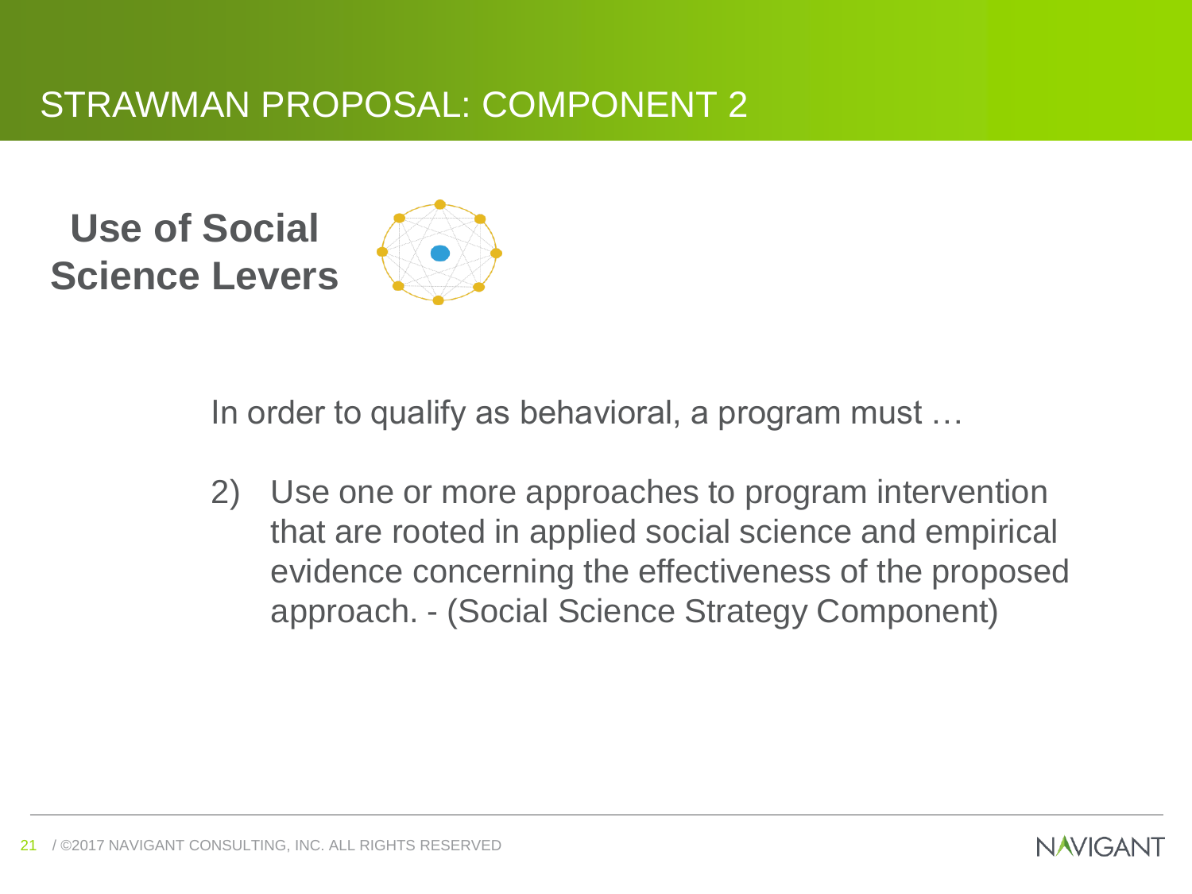# STRAWMAN PROPOSAL: COMPONENT 2

## Use of Social Science Levers

In order to qualify as behavioral, a program must …

2) Use one or more approaches to program intervention that are rooted in applied social science and empirical evidence concerning the effectiveness of the proposed approach. - (Social Science Strategy Component)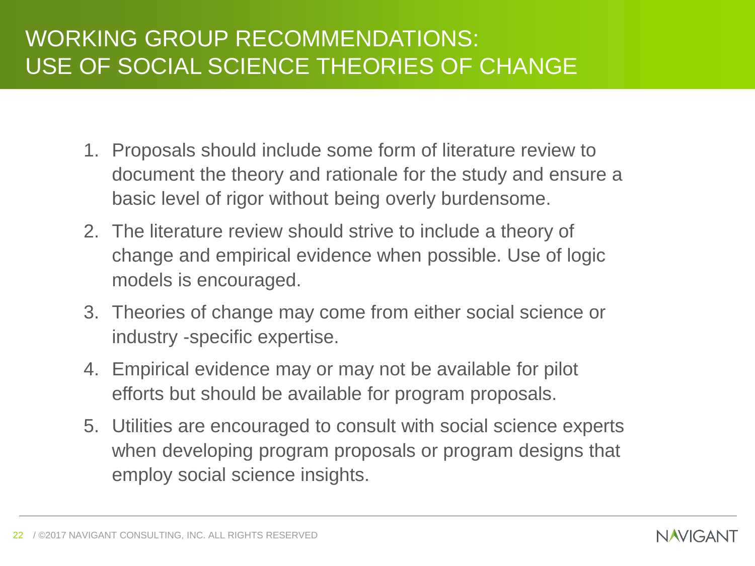# WORKING GROUP RECOMMENDATIONS: USE OF SOCIAL SCIENCE THEORIES OF CHANGE

1. Proposals should include some form of literature review to document the theory and rationale for the study and ensure a basic level of rigor without being overly burdensome.
2. The literature review should strive to include a theory of change and empirical evidence when possible. Use of logic models is encouraged.
3. Theories of change may come from either social science or industry -specific expertise.
4. Empirical evidence may or may not be available for pilot efforts but should be available for program proposals.
5. Utilities are encouraged to consult with social science experts when developing program proposals or program designs that employ social science insights.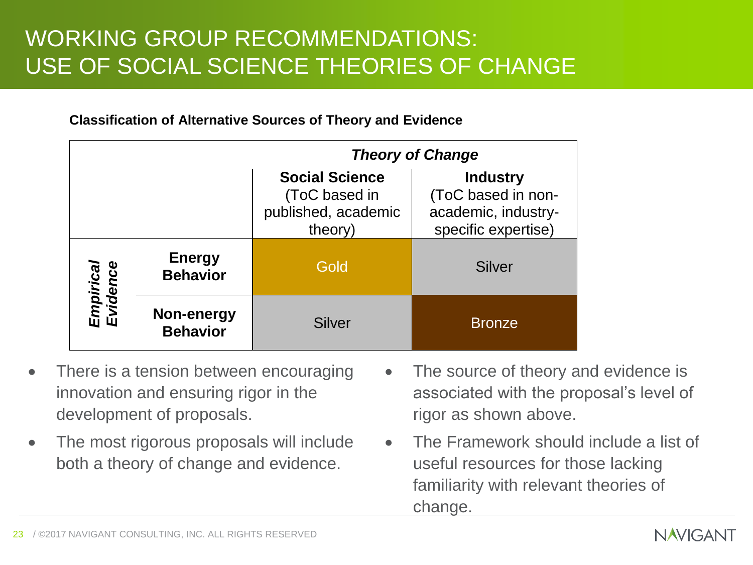# WORKING GROUP RECOMMENDATIONS: USE OF SOCIAL SCIENCE THEORIES OF CHANGE

**Classification of Alternative Sources of Theory and Evidence**

| | | ***Theory of Change*** | |
|---|---|---|---|
| | | **Social Science** (ToC based in published, academic theory) | **Industry** (ToC based in non-academic, industry-specific expertise) |
| ***Empirical Evidence*** | **Energy Behavior** | Gold | Silver |
| | **Non-energy Behavior** | Silver | Bronze |

- There is a tension between encouraging innovation and ensuring rigor in the development of proposals.
- The most rigorous proposals will include both a theory of change and evidence.
- The source of theory and evidence is associated with the proposal's level of rigor as shown above.
- The Framework should include a list of useful resources for those lacking familiarity with relevant theories of change.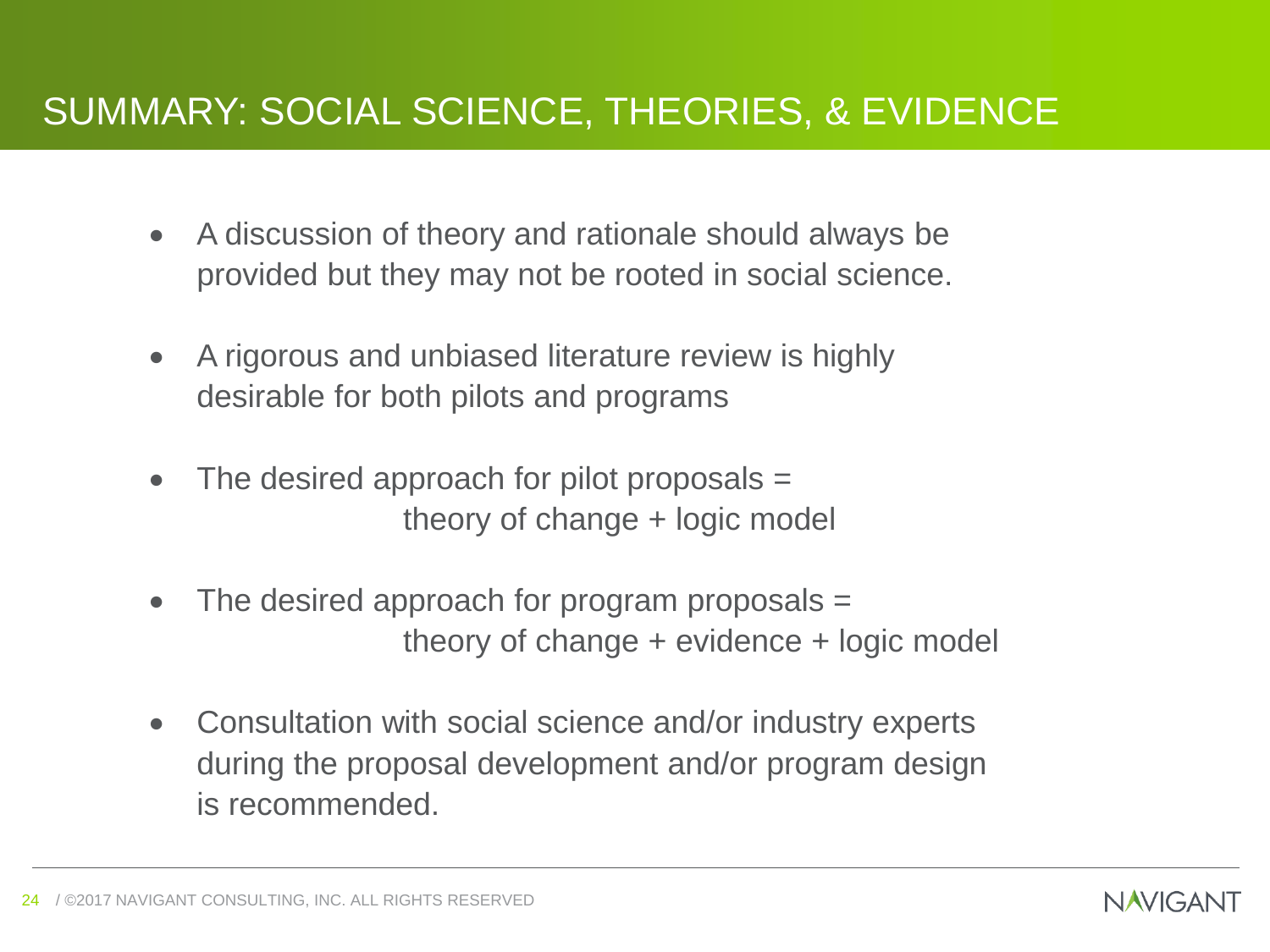# SUMMARY: SOCIAL SCIENCE, THEORIES, & EVIDENCE

- A discussion of theory and rationale should always be provided but they may not be rooted in social science.
- A rigorous and unbiased literature review is highly desirable for both pilots and programs
- The desired approach for pilot proposals = theory of change + logic model
- The desired approach for program proposals = theory of change + evidence + logic model
- Consultation with social science and/or industry experts during the proposal development and/or program design is recommended.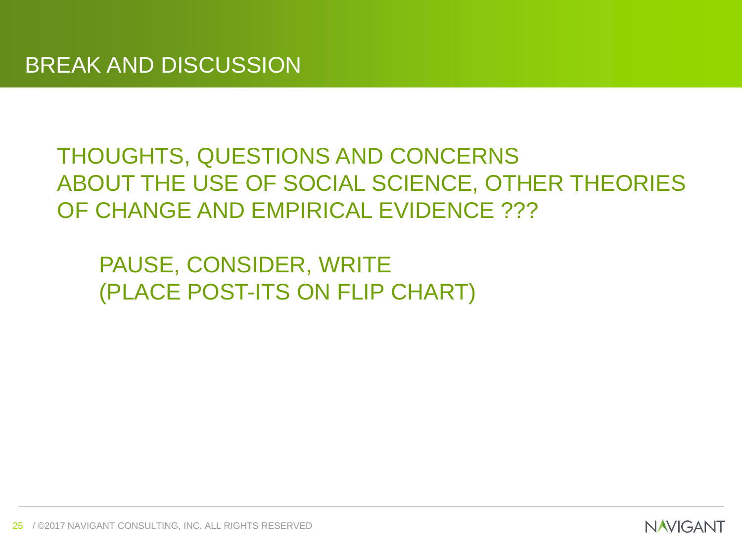# BREAK AND DISCUSSION

THOUGHTS, QUESTIONS AND CONCERNS ABOUT THE USE OF SOCIAL SCIENCE, OTHER THEORIES OF CHANGE AND EMPIRICAL EVIDENCE ???

PAUSE, CONSIDER, WRITE
(PLACE POST-ITS ON FLIP CHART)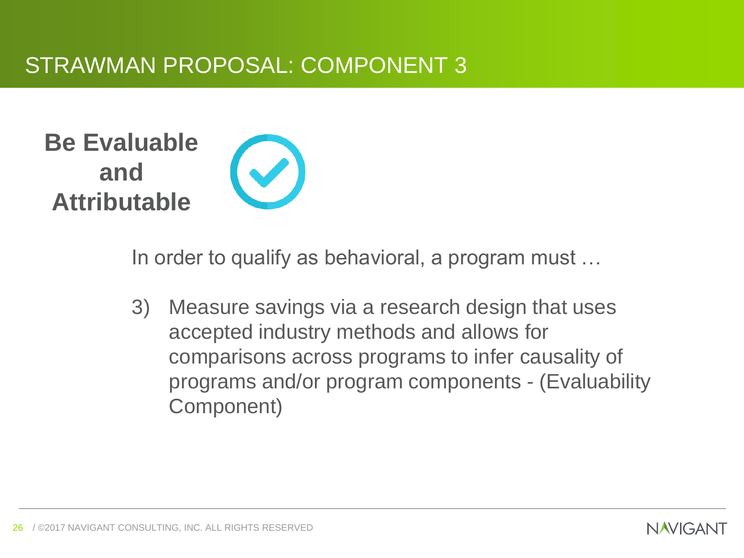# STRAWMAN PROPOSAL: COMPONENT 3

**Be Evaluable and Attributable**

In order to qualify as behavioral, a program must …

3) Measure savings via a research design that uses accepted industry methods and allows for comparisons across programs to infer causality of programs and/or program components - (Evaluability Component)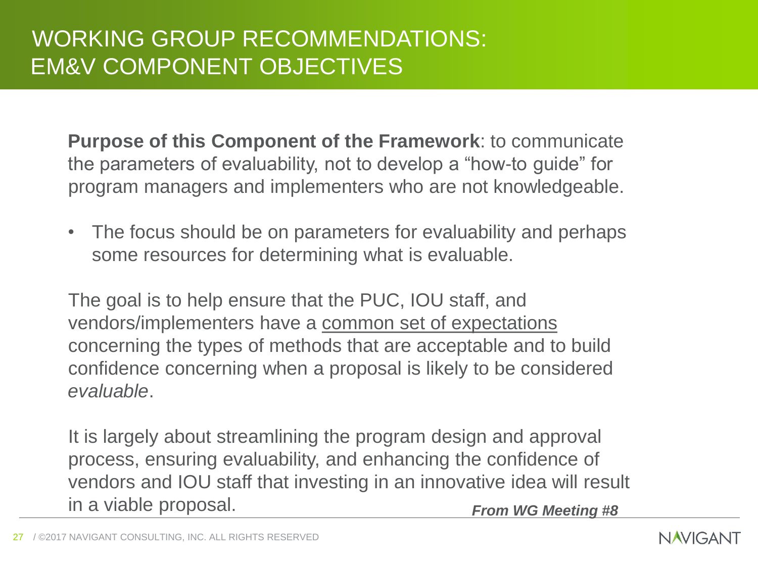# WORKING GROUP RECOMMENDATIONS: EM&V COMPONENT OBJECTIVES

**Purpose of this Component of the Framework**: to communicate the parameters of evaluability, not to develop a "how-to guide" for program managers and implementers who are not knowledgeable.

- The focus should be on parameters for evaluability and perhaps some resources for determining what is evaluable.

The goal is to help ensure that the PUC, IOU staff, and vendors/implementers have a <u>common set of expectations</u> concerning the types of methods that are acceptable and to build confidence concerning when a proposal is likely to be considered *evaluable*.

It is largely about streamlining the program design and approval process, ensuring evaluability, and enhancing the confidence of vendors and IOU staff that investing in an innovative idea will result in a viable proposal.

***From WG Meeting #8***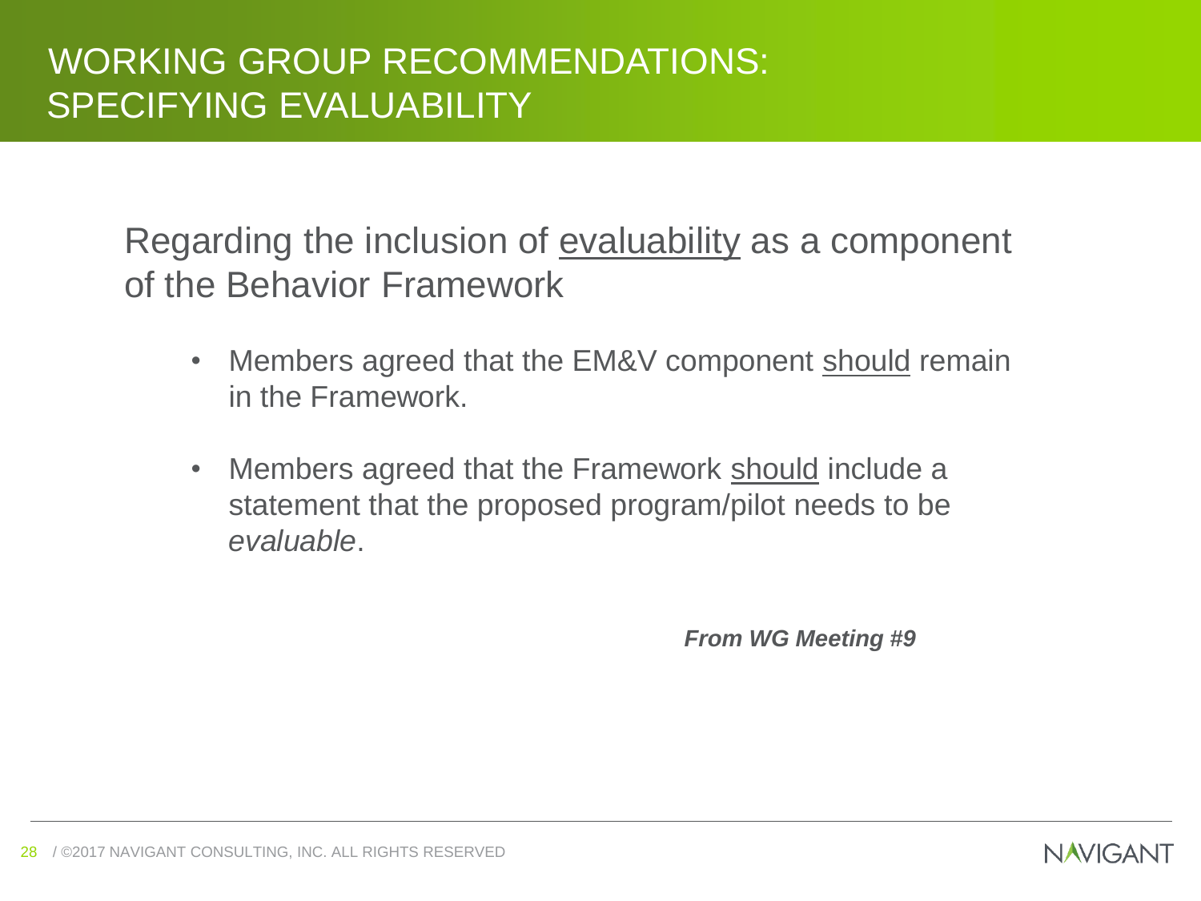# WORKING GROUP RECOMMENDATIONS: SPECIFYING EVALUABILITY

Regarding the inclusion of <u>evaluability</u> as a component of the Behavior Framework

- Members agreed that the EM&V component <u>should</u> remain in the Framework.
- Members agreed that the Framework <u>should</u> include a statement that the proposed program/pilot needs to be *evaluable*.

***From WG Meeting #9***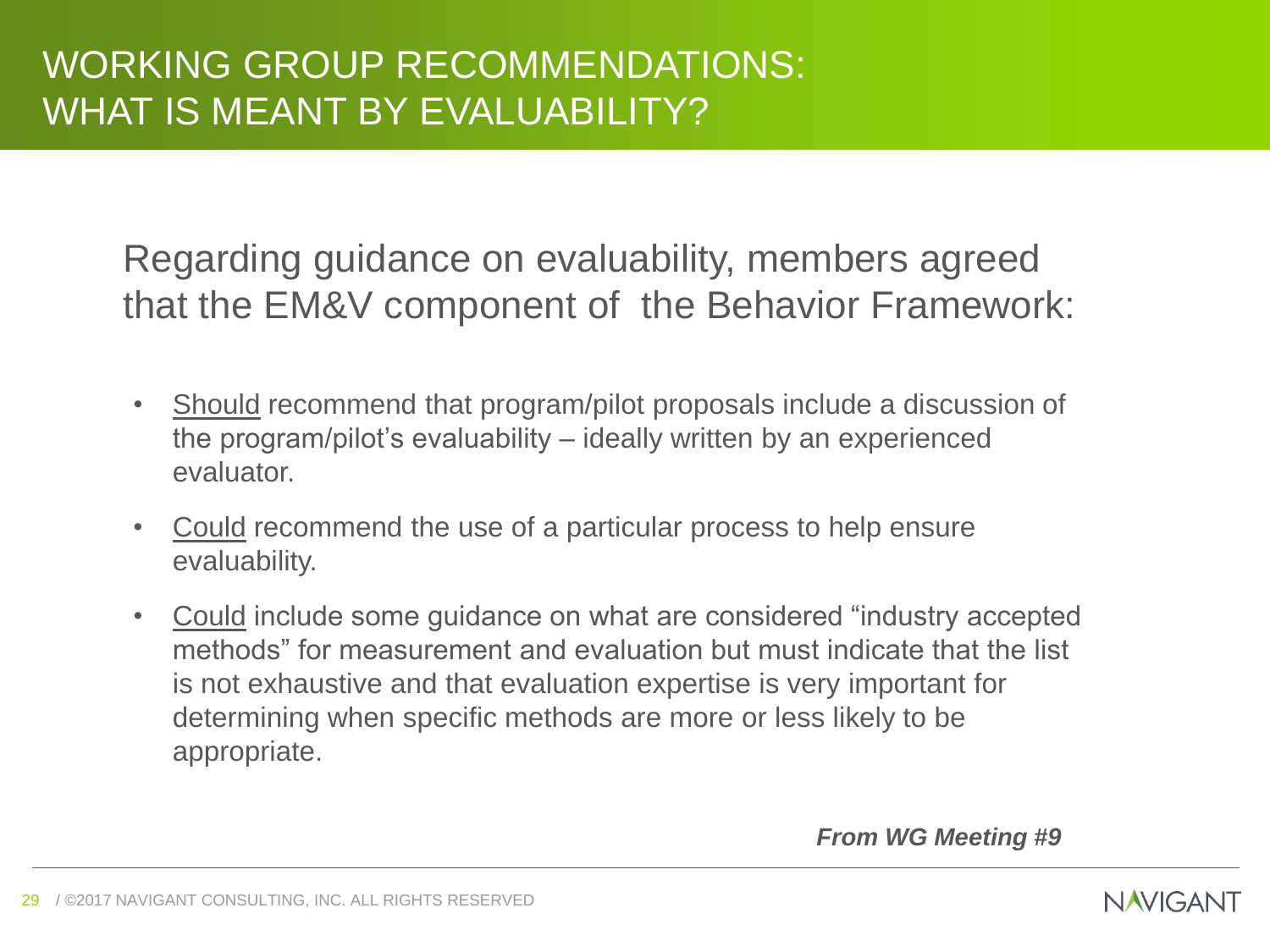# WORKING GROUP RECOMMENDATIONS: WHAT IS MEANT BY EVALUABILITY?

Regarding guidance on evaluability, members agreed that the EM&V component of the Behavior Framework:

- <u>Should</u> recommend that program/pilot proposals include a discussion of the program/pilot's evaluability – ideally written by an experienced evaluator.
- <u>Could</u> recommend the use of a particular process to help ensure evaluability.
- <u>Could</u> include some guidance on what are considered "industry accepted methods" for measurement and evaluation but must indicate that the list is not exhaustive and that evaluation expertise is very important for determining when specific methods are more or less likely to be appropriate.

***From WG Meeting #9***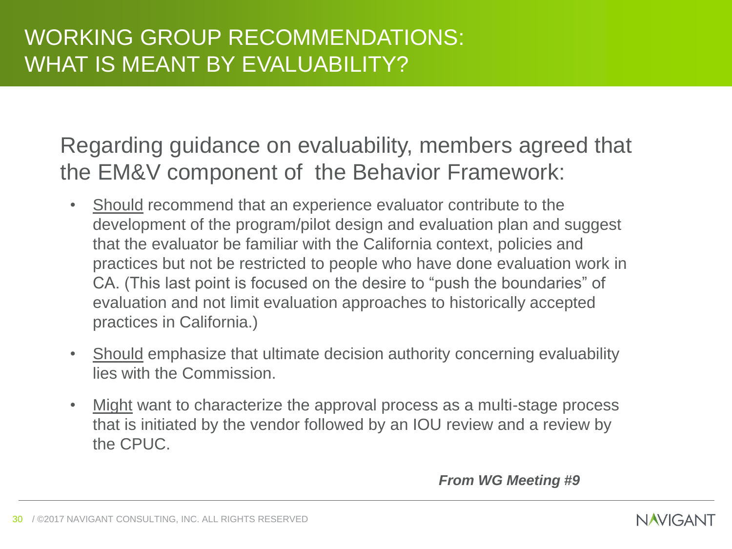# WORKING GROUP RECOMMENDATIONS: WHAT IS MEANT BY EVALUABILITY?

Regarding guidance on evaluability, members agreed that the EM&V component of the Behavior Framework:

- <u>Should</u> recommend that an experience evaluator contribute to the development of the program/pilot design and evaluation plan and suggest that the evaluator be familiar with the California context, policies and practices but not be restricted to people who have done evaluation work in CA. (This last point is focused on the desire to "push the boundaries" of evaluation and not limit evaluation approaches to historically accepted practices in California.)
- <u>Should</u> emphasize that ultimate decision authority concerning evaluability lies with the Commission.
- <u>Might</u> want to characterize the approval process as a multi-stage process that is initiated by the vendor followed by an IOU review and a review by the CPUC.

***From WG Meeting #9***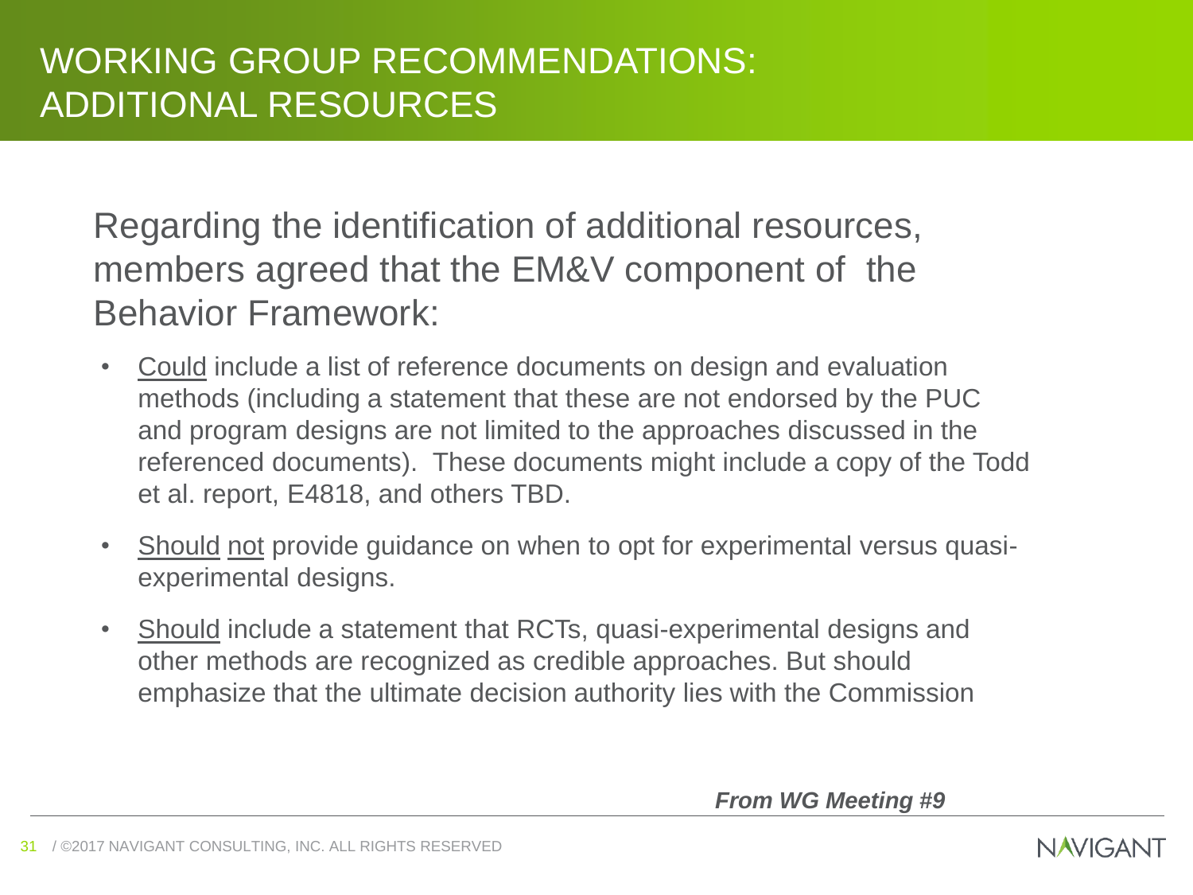# WORKING GROUP RECOMMENDATIONS: ADDITIONAL RESOURCES

Regarding the identification of additional resources, members agreed that the EM&V component of the Behavior Framework:

- Could include a list of reference documents on design and evaluation methods (including a statement that these are not endorsed by the PUC and program designs are not limited to the approaches discussed in the referenced documents). These documents might include a copy of the Todd et al. report, E4818, and others TBD.
- Should not provide guidance on when to opt for experimental versus quasi-experimental designs.
- Should include a statement that RCTs, quasi-experimental designs and other methods are recognized as credible approaches. But should emphasize that the ultimate decision authority lies with the Commission

***From WG Meeting #9***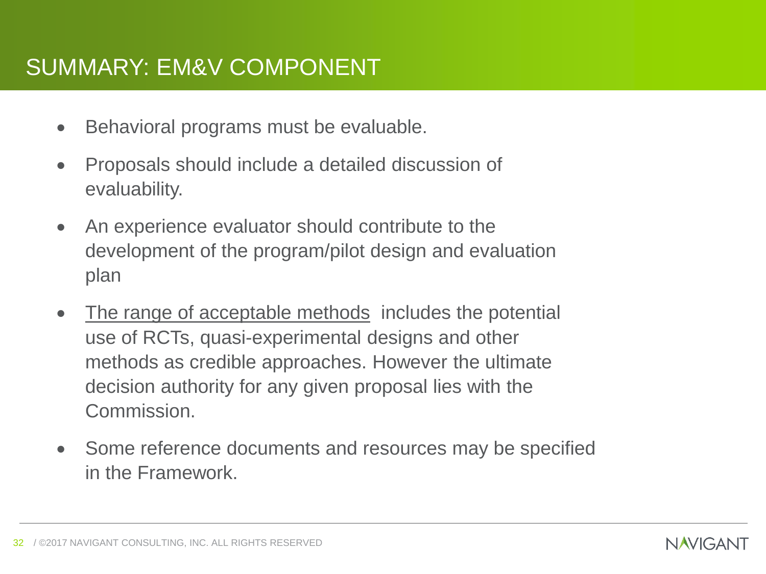# SUMMARY: EM&V COMPONENT

- Behavioral programs must be evaluable.
- Proposals should include a detailed discussion of evaluability.
- An experience evaluator should contribute to the development of the program/pilot design and evaluation plan
- The range of acceptable methods includes the potential use of RCTs, quasi-experimental designs and other methods as credible approaches. However the ultimate decision authority for any given proposal lies with the Commission.
- Some reference documents and resources may be specified in the Framework.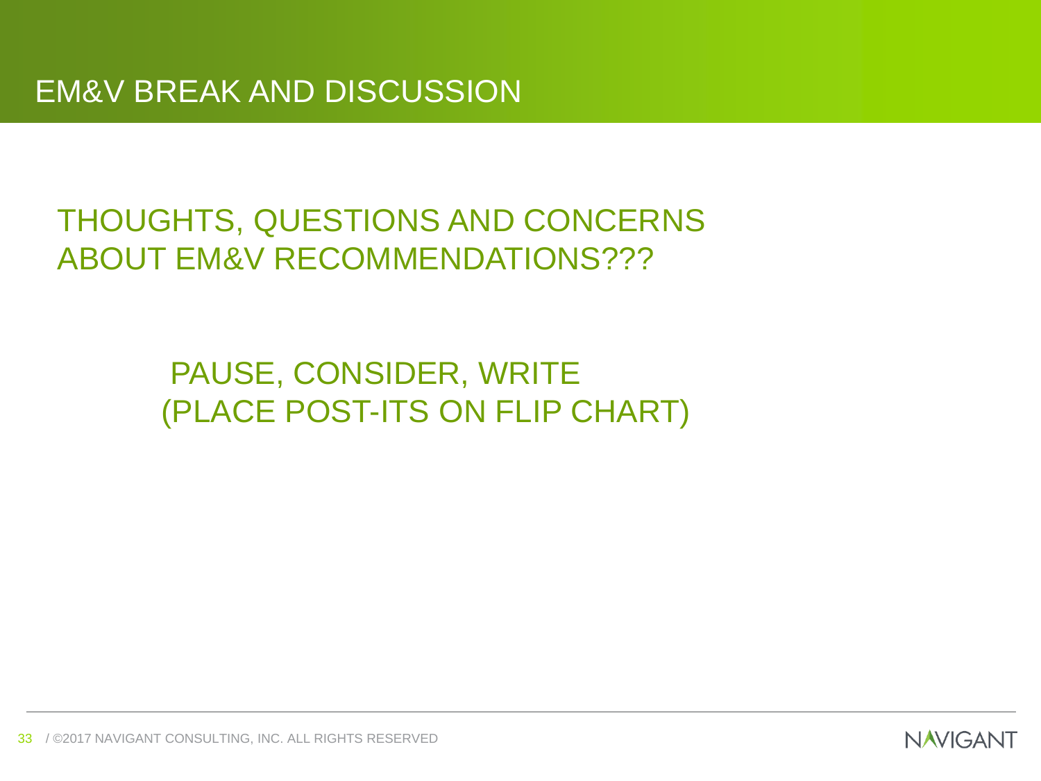# EM&V BREAK AND DISCUSSION

THOUGHTS, QUESTIONS AND CONCERNS ABOUT EM&V RECOMMENDATIONS???

PAUSE, CONSIDER, WRITE
(PLACE POST-ITS ON FLIP CHART)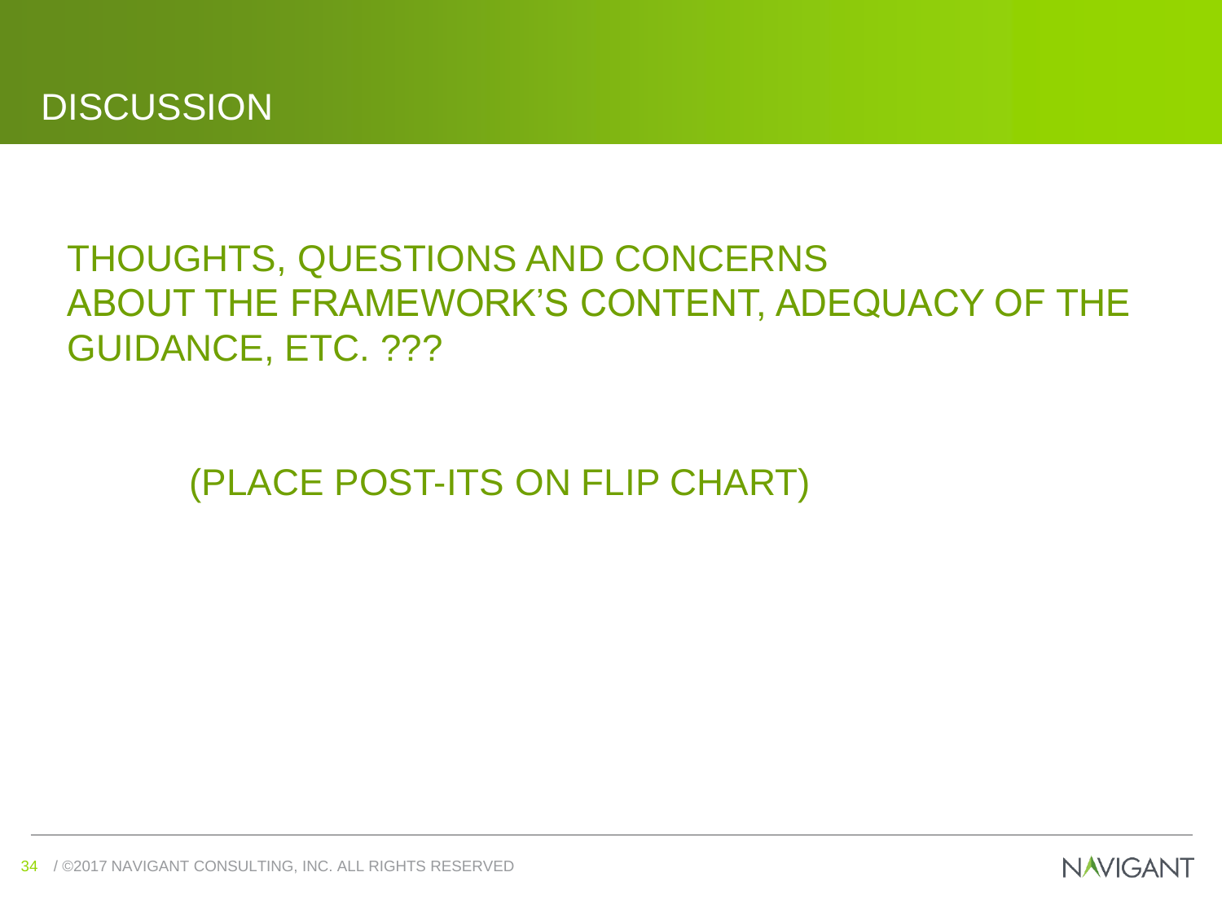# DISCUSSION

THOUGHTS, QUESTIONS AND CONCERNS
ABOUT THE FRAMEWORK'S CONTENT, ADEQUACY OF THE GUIDANCE, ETC. ???

(PLACE POST-ITS ON FLIP CHART)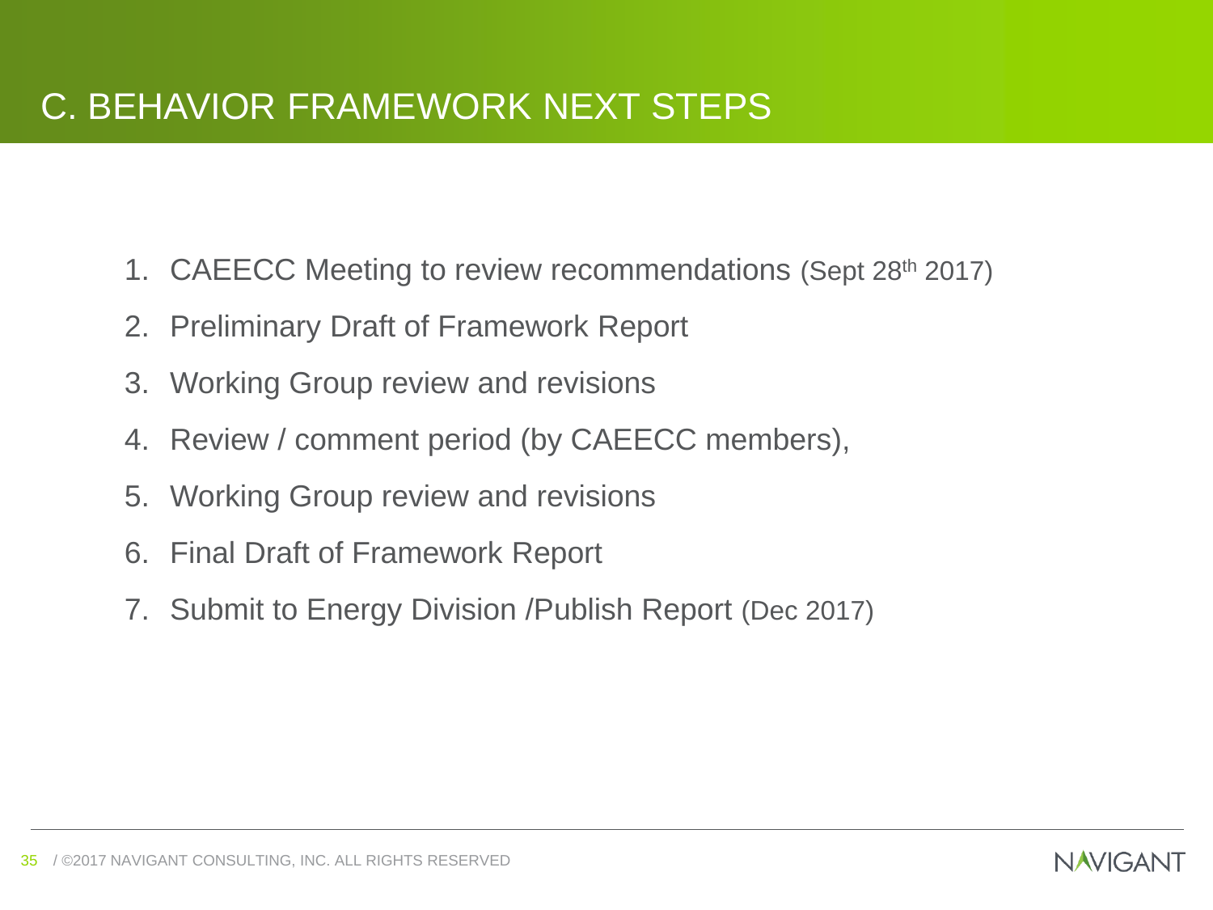# C. BEHAVIOR FRAMEWORK NEXT STEPS

1. CAEECC Meeting to review recommendations (Sept 28th 2017)
2. Preliminary Draft of Framework Report
3. Working Group review and revisions
4. Review / comment period (by CAEECC members),
5. Working Group review and revisions
6. Final Draft of Framework Report
7. Submit to Energy Division /Publish Report (Dec 2017)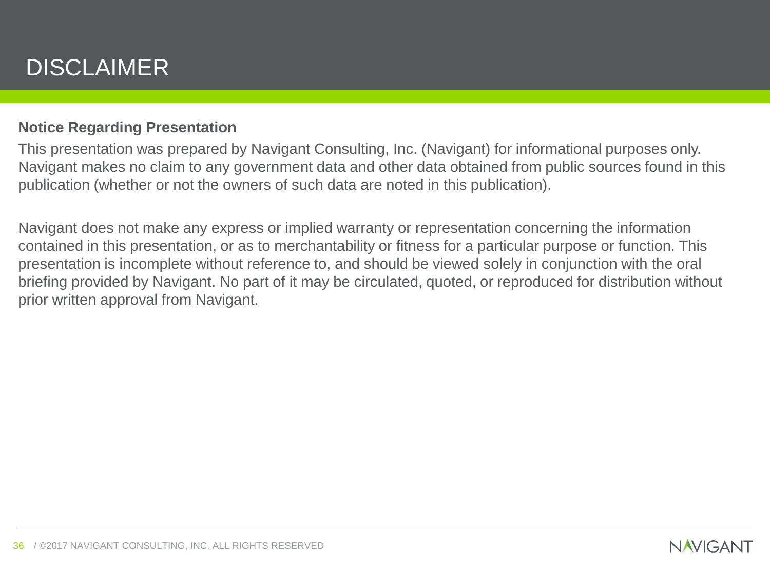# DISCLAIMER

**Notice Regarding Presentation**

This presentation was prepared by Navigant Consulting, Inc. (Navigant) for informational purposes only. Navigant makes no claim to any government data and other data obtained from public sources found in this publication (whether or not the owners of such data are noted in this publication).

Navigant does not make any express or implied warranty or representation concerning the information contained in this presentation, or as to merchantability or fitness for a particular purpose or function. This presentation is incomplete without reference to, and should be viewed solely in conjunction with the oral briefing provided by Navigant. No part of it may be circulated, quoted, or reproduced for distribution without prior written approval from Navigant.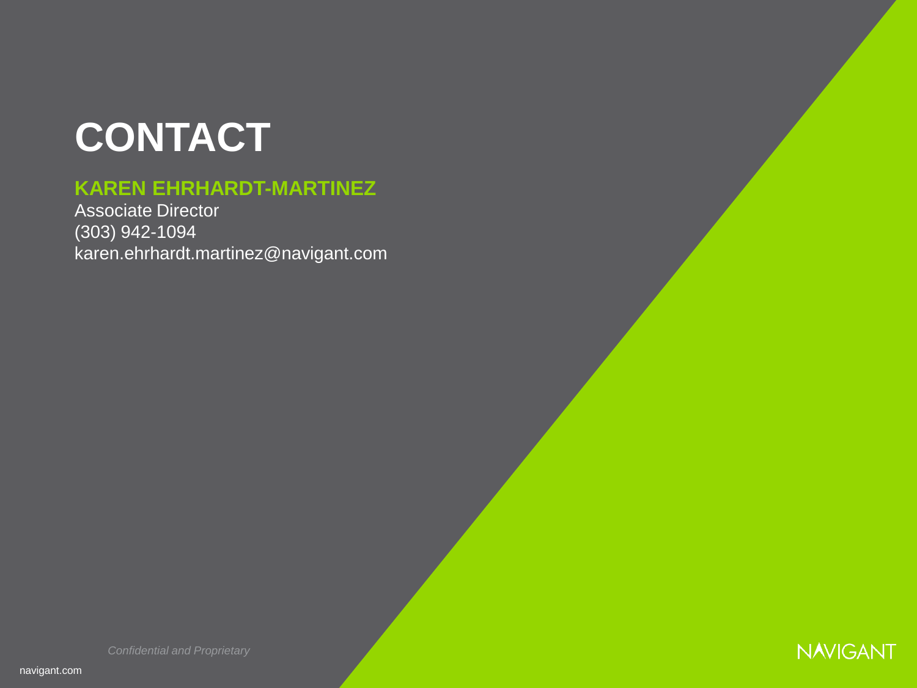# CONTACT

**KAREN EHRHARDT-MARTINEZ**

Associate Director
(303) 942-1094
karen.ehrhardt.martinez@navigant.com

*Confidential and Proprietary*

navigant.com

NAVIGANT